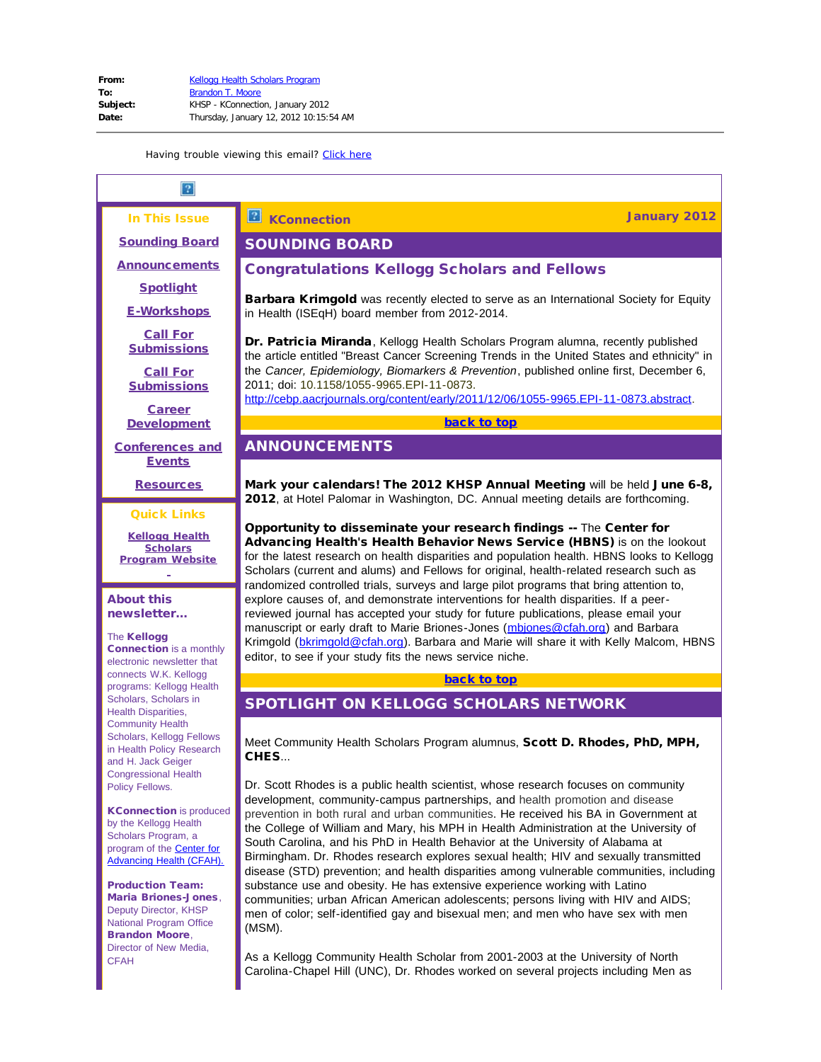| | |
|---|---|
| **From:** | Kellogg Health Scholars Program |
| **To:** | Brandon T. Moore |
| **Subject:** | KHSP - KConnection, January 2012 |
| **Date:** | Thursday, January 12, 2012 10:15:54 AM |

Having trouble viewing this email? Click here

**In This Issue**

- Sounding Board
- Announcements
- Spotlight
- E-Workshops
- Call For Submissions
- Call For Submissions
- Career Development
- Conferences and Events
- Resources

**Quick Links**

- Kellogg Health Scholars Program Website

**About this newsletter...**

The **Kellogg Connection** is a monthly electronic newsletter that connects W.K. Kellogg programs: Kellogg Health Scholars, Scholars in Health Disparities, Community Health Scholars, Kellogg Fellows in Health Policy Research and H. Jack Geiger Congressional Health Policy Fellows.

**KConnection** is produced by the Kellogg Health Scholars Program, a program of the Center for Advancing Health (CFAH).

**Production Team:**
**Maria Briones-Jones**, Deputy Director, KHSP National Program Office
**Brandon Moore**, Director of New Media, CFAH

# KConnection — January 2012

## SOUNDING BOARD

### Congratulations Kellogg Scholars and Fellows

**Barbara Krimgold** was recently elected to serve as an International Society for Equity in Health (ISEqH) board member from 2012-2014.

**Dr. Patricia Miranda**, Kellogg Health Scholars Program alumna, recently published the article entitled "Breast Cancer Screening Trends in the United States and ethnicity" in the *Cancer, Epidemiology, Biomarkers & Prevention*, published online first, December 6, 2011; doi: 10.1158/1055-9965.EPI-11-0873. http://cebp.aacrjournals.org/content/early/2011/12/06/1055-9965.EPI-11-0873.abstract.

back to top

## ANNOUNCEMENTS

**Mark your calendars! The 2012 KHSP Annual Meeting** will be held **June 6-8, 2012**, at Hotel Palomar in Washington, DC. Annual meeting details are forthcoming.

**Opportunity to disseminate your research findings --** The **Center for Advancing Health's Health Behavior News Service (HBNS)** is on the lookout for the latest research on health disparities and population health. HBNS looks to Kellogg Scholars (current and alums) and Fellows for original, health-related research such as randomized controlled trials, surveys and large pilot programs that bring attention to, explore causes of, and demonstrate interventions for health disparities. If a peer-reviewed journal has accepted your study for future publications, please email your manuscript or early draft to Marie Briones-Jones (mbjones@cfah.org) and Barbara Krimgold (bkrimgold@cfah.org). Barbara and Marie will share it with Kelly Malcom, HBNS editor, to see if your study fits the news service niche.

back to top

## SPOTLIGHT ON KELLOGG SCHOLARS NETWORK

Meet Community Health Scholars Program alumnus, **Scott D. Rhodes, PhD, MPH, CHES**...

Dr. Scott Rhodes is a public health scientist, whose research focuses on community development, community-campus partnerships, and health promotion and disease prevention in both rural and urban communities. He received his BA in Government at the College of William and Mary, his MPH in Health Administration at the University of South Carolina, and his PhD in Health Behavior at the University of Alabama at Birmingham. Dr. Rhodes research explores sexual health; HIV and sexually transmitted disease (STD) prevention; and health disparities among vulnerable communities, including substance use and obesity. He has extensive experience working with Latino communities; urban African American adolescents; persons living with HIV and AIDS; men of color; self-identified gay and bisexual men; and men who have sex with men (MSM).

As a Kellogg Community Health Scholar from 2001-2003 at the University of North Carolina-Chapel Hill (UNC), Dr. Rhodes worked on several projects including Men as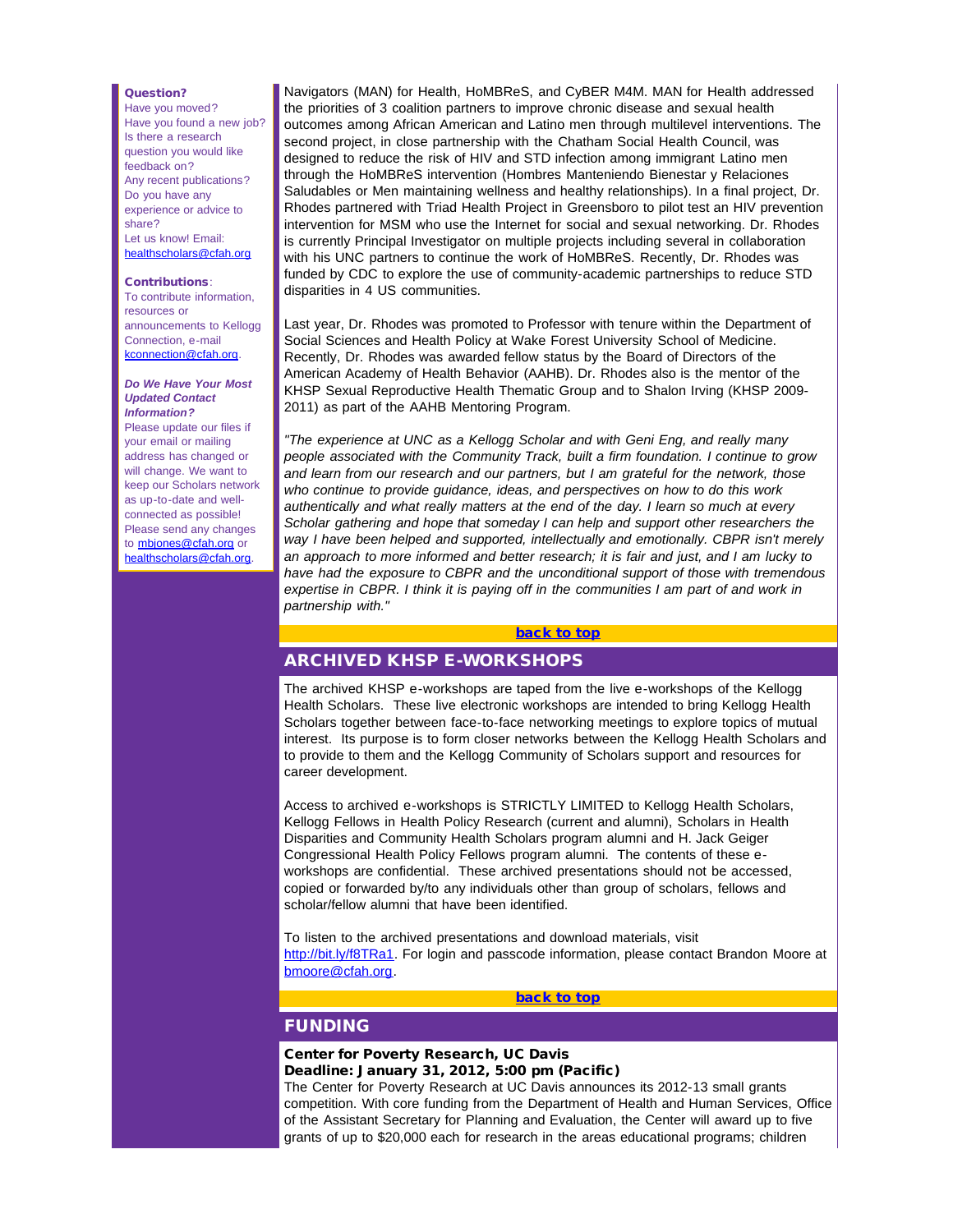**Question?**
Have you moved?
Have you found a new job?
Is there a research question you would like feedback on?
Any recent publications?
Do you have any experience or advice to share?
Let us know! Email: healthscholars@cfah.org

**Contributions**:
To contribute information, resources or announcements to Kellogg Connection, e-mail kconnection@cfah.org.

***Do We Have Your Most Updated Contact Information?***
Please update our files if your email or mailing address has changed or will change. We want to keep our Scholars network as up-to-date and well-connected as possible! Please send any changes to mbjones@cfah.org or healthscholars@cfah.org.

Navigators (MAN) for Health, HoMBReS, and CyBER M4M. MAN for Health addressed the priorities of 3 coalition partners to improve chronic disease and sexual health outcomes among African American and Latino men through multilevel interventions. The second project, in close partnership with the Chatham Social Health Council, was designed to reduce the risk of HIV and STD infection among immigrant Latino men through the HoMBReS intervention (Hombres Manteniendo Bienestar y Relaciones Saludables or Men maintaining wellness and healthy relationships). In a final project, Dr. Rhodes partnered with Triad Health Project in Greensboro to pilot test an HIV prevention intervention for MSM who use the Internet for social and sexual networking. Dr. Rhodes is currently Principal Investigator on multiple projects including several in collaboration with his UNC partners to continue the work of HoMBReS. Recently, Dr. Rhodes was funded by CDC to explore the use of community-academic partnerships to reduce STD disparities in 4 US communities.

Last year, Dr. Rhodes was promoted to Professor with tenure within the Department of Social Sciences and Health Policy at Wake Forest University School of Medicine. Recently, Dr. Rhodes was awarded fellow status by the Board of Directors of the American Academy of Health Behavior (AAHB). Dr. Rhodes also is the mentor of the KHSP Sexual Reproductive Health Thematic Group and to Shalon Irving (KHSP 2009-2011) as part of the AAHB Mentoring Program.

*"The experience at UNC as a Kellogg Scholar and with Geni Eng, and really many people associated with the Community Track, built a firm foundation. I continue to grow and learn from our research and our partners, but I am grateful for the network, those who continue to provide guidance, ideas, and perspectives on how to do this work authentically and what really matters at the end of the day. I learn so much at every Scholar gathering and hope that someday I can help and support other researchers the way I have been helped and supported, intellectually and emotionally. CBPR isn't merely an approach to more informed and better research; it is fair and just, and I am lucky to have had the exposure to CBPR and the unconditional support of those with tremendous expertise in CBPR. I think it is paying off in the communities I am part of and work in partnership with."*

**back to top**

## ARCHIVED KHSP E-WORKSHOPS

The archived KHSP e-workshops are taped from the live e-workshops of the Kellogg Health Scholars. These live electronic workshops are intended to bring Kellogg Health Scholars together between face-to-face networking meetings to explore topics of mutual interest. Its purpose is to form closer networks between the Kellogg Health Scholars and to provide to them and the Kellogg Community of Scholars support and resources for career development.

Access to archived e-workshops is STRICTLY LIMITED to Kellogg Health Scholars, Kellogg Fellows in Health Policy Research (current and alumni), Scholars in Health Disparities and Community Health Scholars program alumni and H. Jack Geiger Congressional Health Policy Fellows program alumni. The contents of these e-workshops are confidential. These archived presentations should not be accessed, copied or forwarded by/to any individuals other than group of scholars, fellows and scholar/fellow alumni that have been identified.

To listen to the archived presentations and download materials, visit http://bit.ly/f8TRa1. For login and passcode information, please contact Brandon Moore at bmoore@cfah.org.

**back to top**

## FUNDING

**Center for Poverty Research, UC Davis**
**Deadline: January 31, 2012, 5:00 pm (Pacific)**
The Center for Poverty Research at UC Davis announces its 2012-13 small grants competition. With core funding from the Department of Health and Human Services, Office of the Assistant Secretary for Planning and Evaluation, the Center will award up to five grants of up to $20,000 each for research in the areas educational programs; children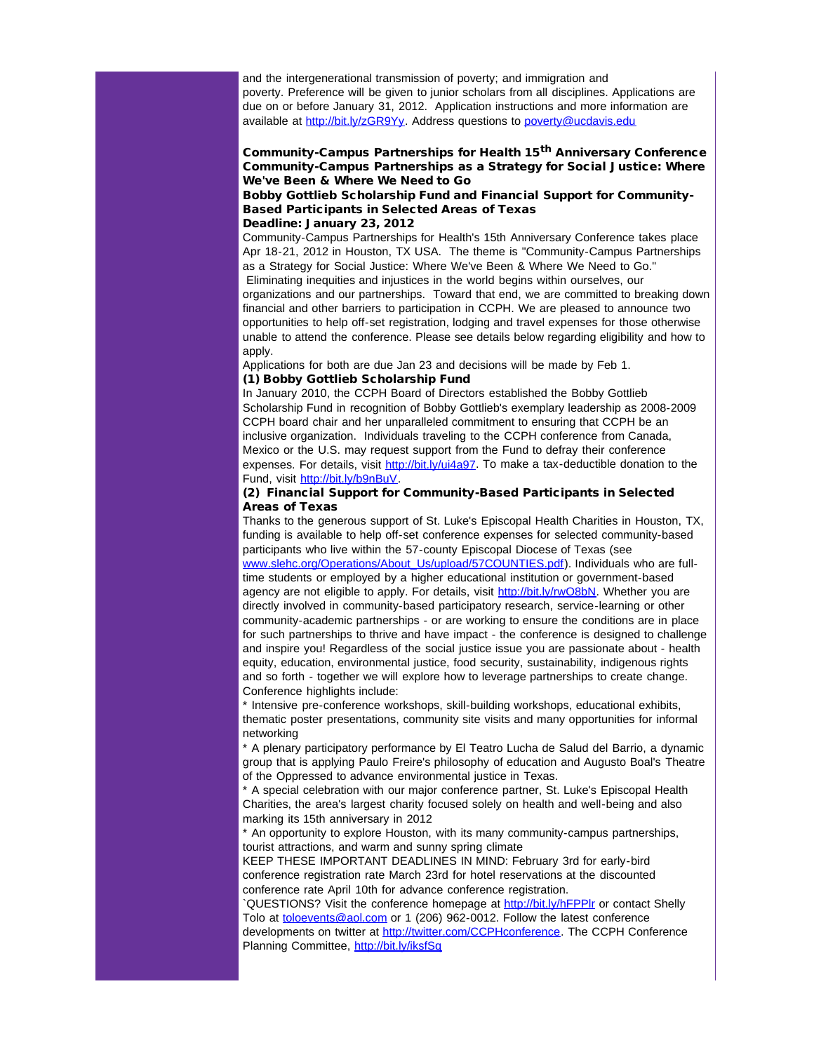and the intergenerational transmission of poverty; and immigration and poverty. Preference will be given to junior scholars from all disciplines. Applications are due on or before January 31, 2012. Application instructions and more information are available at http://bit.ly/zGR9Yy. Address questions to poverty@ucdavis.edu

**Community-Campus Partnerships for Health 15th Anniversary Conference Community-Campus Partnerships as a Strategy for Social Justice: Where We've Been & Where We Need to Go**

**Bobby Gottlieb Scholarship Fund and Financial Support for Community-Based Participants in Selected Areas of Texas**

**Deadline: January 23, 2012**

Community-Campus Partnerships for Health's 15th Anniversary Conference takes place Apr 18-21, 2012 in Houston, TX USA. The theme is "Community-Campus Partnerships as a Strategy for Social Justice: Where We've Been & Where We Need to Go." Eliminating inequities and injustices in the world begins within ourselves, our organizations and our partnerships. Toward that end, we are committed to breaking down financial and other barriers to participation in CCPH. We are pleased to announce two opportunities to help off-set registration, lodging and travel expenses for those otherwise unable to attend the conference. Please see details below regarding eligibility and how to apply.

Applications for both are due Jan 23 and decisions will be made by Feb 1.

**(1) Bobby Gottlieb Scholarship Fund**

In January 2010, the CCPH Board of Directors established the Bobby Gottlieb Scholarship Fund in recognition of Bobby Gottlieb's exemplary leadership as 2008-2009 CCPH board chair and her unparalleled commitment to ensuring that CCPH be an inclusive organization. Individuals traveling to the CCPH conference from Canada, Mexico or the U.S. may request support from the Fund to defray their conference expenses. For details, visit http://bit.ly/ui4a97. To make a tax-deductible donation to the Fund, visit http://bit.ly/b9nBuV.

**(2) Financial Support for Community-Based Participants in Selected Areas of Texas**

Thanks to the generous support of St. Luke's Episcopal Health Charities in Houston, TX, funding is available to help off-set conference expenses for selected community-based participants who live within the 57-county Episcopal Diocese of Texas (see www.slehc.org/Operations/About_Us/upload/57COUNTIES.pdf). Individuals who are full-time students or employed by a higher educational institution or government-based agency are not eligible to apply. For details, visit http://bit.ly/rwO8bN. Whether you are directly involved in community-based participatory research, service-learning or other community-academic partnerships - or are working to ensure the conditions are in place for such partnerships to thrive and have impact - the conference is designed to challenge and inspire you! Regardless of the social justice issue you are passionate about - health equity, education, environmental justice, food security, sustainability, indigenous rights and so forth - together we will explore how to leverage partnerships to create change. Conference highlights include:

* Intensive pre-conference workshops, skill-building workshops, educational exhibits, thematic poster presentations, community site visits and many opportunities for informal networking
* A plenary participatory performance by El Teatro Lucha de Salud del Barrio, a dynamic group that is applying Paulo Freire's philosophy of education and Augusto Boal's Theatre of the Oppressed to advance environmental justice in Texas.
* A special celebration with our major conference partner, St. Luke's Episcopal Health Charities, the area's largest charity focused solely on health and well-being and also marking its 15th anniversary in 2012
* An opportunity to explore Houston, with its many community-campus partnerships, tourist attractions, and warm and sunny spring climate

KEEP THESE IMPORTANT DEADLINES IN MIND: February 3rd for early-bird conference registration rate March 23rd for hotel reservations at the discounted conference rate April 10th for advance conference registration.

`QUESTIONS? Visit the conference homepage at http://bit.ly/hFPPlr or contact Shelly Tolo at toloevents@aol.com or 1 (206) 962-0012. Follow the latest conference developments on twitter at http://twitter.com/CCPHconference. The CCPH Conference Planning Committee, http://bit.ly/iksfSq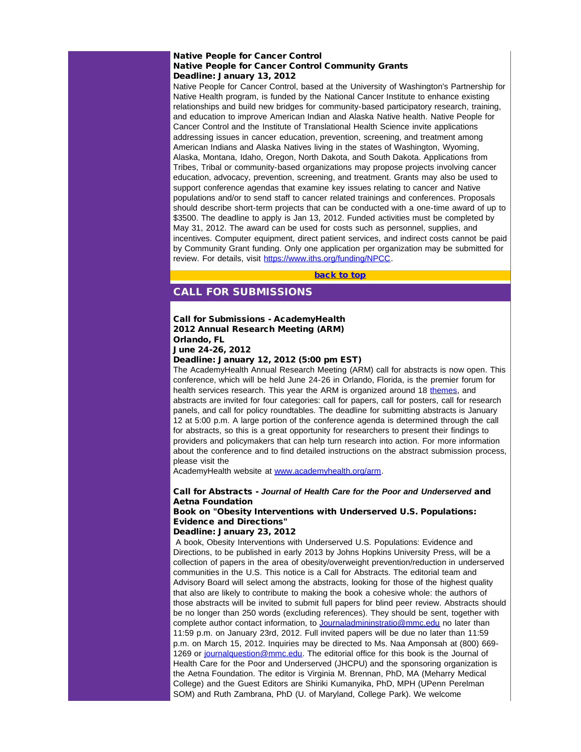**Native People for Cancer Control**
**Native People for Cancer Control Community Grants**
**Deadline: January 13, 2012**

Native People for Cancer Control, based at the University of Washington's Partnership for Native Health program, is funded by the National Cancer Institute to enhance existing relationships and build new bridges for community-based participatory research, training, and education to improve American Indian and Alaska Native health. Native People for Cancer Control and the Institute of Translational Health Science invite applications addressing issues in cancer education, prevention, screening, and treatment among American Indians and Alaska Natives living in the states of Washington, Wyoming, Alaska, Montana, Idaho, Oregon, North Dakota, and South Dakota. Applications from Tribes, Tribal or community-based organizations may propose projects involving cancer education, advocacy, prevention, screening, and treatment. Grants may also be used to support conference agendas that examine key issues relating to cancer and Native populations and/or to send staff to cancer related trainings and conferences. Proposals should describe short-term projects that can be conducted with a one-time award of up to $3500. The deadline to apply is Jan 13, 2012. Funded activities must be completed by May 31, 2012. The award can be used for costs such as personnel, supplies, and incentives. Computer equipment, direct patient services, and indirect costs cannot be paid by Community Grant funding. Only one application per organization may be submitted for review. For details, visit https://www.iths.org/funding/NPCC.

back to top

## CALL FOR SUBMISSIONS

**Call for Submissions - AcademyHealth**
**2012 Annual Research Meeting (ARM)**
**Orlando, FL**
**June 24-26, 2012**
**Deadline: January 12, 2012 (5:00 pm EST)**

The AcademyHealth Annual Research Meeting (ARM) call for abstracts is now open. This conference, which will be held June 24-26 in Orlando, Florida, is the premier forum for health services research. This year the ARM is organized around 18 themes, and abstracts are invited for four categories: call for papers, call for posters, call for research panels, and call for policy roundtables. The deadline for submitting abstracts is January 12 at 5:00 p.m. A large portion of the conference agenda is determined through the call for abstracts, so this is a great opportunity for researchers to present their findings to providers and policymakers that can help turn research into action. For more information about the conference and to find detailed instructions on the abstract submission process, please visit the
AcademyHealth website at www.academyhealth.org/arm.

**Call for Abstracts - *Journal of Health Care for the Poor and Underserved* and Aetna Foundation**
**Book on "Obesity Interventions with Underserved U.S. Populations: Evidence and Directions"**
**Deadline: January 23, 2012**

A book, Obesity Interventions with Underserved U.S. Populations: Evidence and Directions, to be published in early 2013 by Johns Hopkins University Press, will be a collection of papers in the area of obesity/overweight prevention/reduction in underserved communities in the U.S. This notice is a Call for Abstracts. The editorial team and Advisory Board will select among the abstracts, looking for those of the highest quality that also are likely to contribute to making the book a cohesive whole: the authors of those abstracts will be invited to submit full papers for blind peer review. Abstracts should be no longer than 250 words (excluding references). They should be sent, together with complete author contact information, to Journaladmininstratio@mmc.edu no later than 11:59 p.m. on January 23rd, 2012. Full invited papers will be due no later than 11:59 p.m. on March 15, 2012. Inquiries may be directed to Ms. Naa Amponsah at (800) 669-1269 or journalquestion@mmc.edu. The editorial office for this book is the Journal of Health Care for the Poor and Underserved (JHCPU) and the sponsoring organization is the Aetna Foundation. The editor is Virginia M. Brennan, PhD, MA (Meharry Medical College) and the Guest Editors are Shiriki Kumanyika, PhD, MPH (UPenn Perelman SOM) and Ruth Zambrana, PhD (U. of Maryland, College Park). We welcome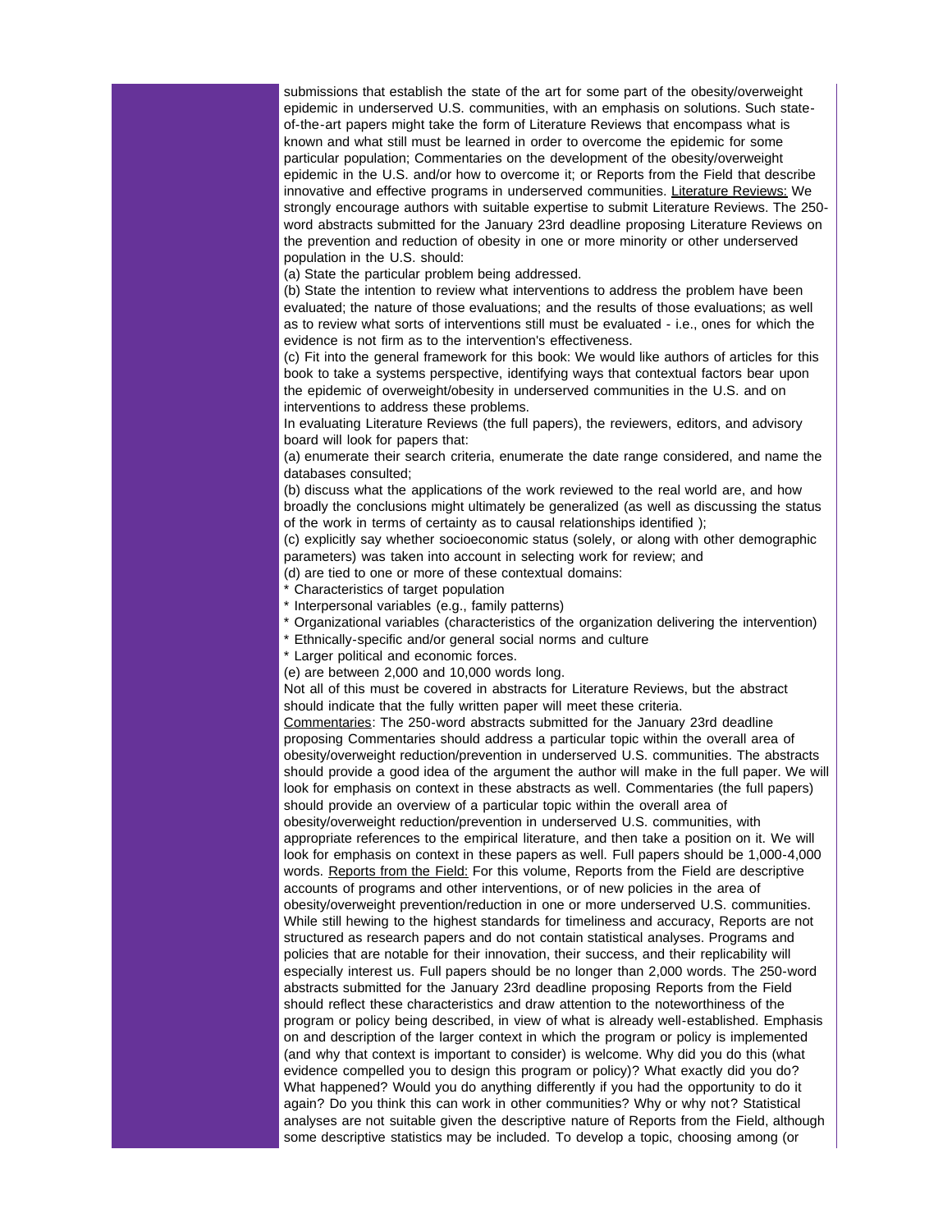submissions that establish the state of the art for some part of the obesity/overweight epidemic in underserved U.S. communities, with an emphasis on solutions. Such state-of-the-art papers might take the form of Literature Reviews that encompass what is known and what still must be learned in order to overcome the epidemic for some particular population; Commentaries on the development of the obesity/overweight epidemic in the U.S. and/or how to overcome it; or Reports from the Field that describe innovative and effective programs in underserved communities. <u>Literature Reviews:</u> We strongly encourage authors with suitable expertise to submit Literature Reviews. The 250-word abstracts submitted for the January 23rd deadline proposing Literature Reviews on the prevention and reduction of obesity in one or more minority or other underserved population in the U.S. should:

(a) State the particular problem being addressed.

(b) State the intention to review what interventions to address the problem have been evaluated; the nature of those evaluations; and the results of those evaluations; as well as to review what sorts of interventions still must be evaluated - i.e., ones for which the evidence is not firm as to the intervention's effectiveness.

(c) Fit into the general framework for this book: We would like authors of articles for this book to take a systems perspective, identifying ways that contextual factors bear upon the epidemic of overweight/obesity in underserved communities in the U.S. and on interventions to address these problems.

In evaluating Literature Reviews (the full papers), the reviewers, editors, and advisory board will look for papers that:

(a) enumerate their search criteria, enumerate the date range considered, and name the databases consulted;

(b) discuss what the applications of the work reviewed to the real world are, and how broadly the conclusions might ultimately be generalized (as well as discussing the status of the work in terms of certainty as to causal relationships identified );

(c) explicitly say whether socioeconomic status (solely, or along with other demographic parameters) was taken into account in selecting work for review; and

(d) are tied to one or more of these contextual domains:

* Characteristics of target population
* Interpersonal variables (e.g., family patterns)
* Organizational variables (characteristics of the organization delivering the intervention)
* Ethnically-specific and/or general social norms and culture
* Larger political and economic forces.

(e) are between 2,000 and 10,000 words long.

Not all of this must be covered in abstracts for Literature Reviews, but the abstract should indicate that the fully written paper will meet these criteria.

<u>Commentaries</u>: The 250-word abstracts submitted for the January 23rd deadline proposing Commentaries should address a particular topic within the overall area of obesity/overweight reduction/prevention in underserved U.S. communities. The abstracts should provide a good idea of the argument the author will make in the full paper. We will look for emphasis on context in these abstracts as well. Commentaries (the full papers) should provide an overview of a particular topic within the overall area of obesity/overweight reduction/prevention in underserved U.S. communities, with appropriate references to the empirical literature, and then take a position on it. We will look for emphasis on context in these papers as well. Full papers should be 1,000-4,000 words. <u>Reports from the Field:</u> For this volume, Reports from the Field are descriptive accounts of programs and other interventions, or of new policies in the area of obesity/overweight prevention/reduction in one or more underserved U.S. communities. While still hewing to the highest standards for timeliness and accuracy, Reports are not structured as research papers and do not contain statistical analyses. Programs and policies that are notable for their innovation, their success, and their replicability will especially interest us. Full papers should be no longer than 2,000 words. The 250-word abstracts submitted for the January 23rd deadline proposing Reports from the Field should reflect these characteristics and draw attention to the noteworthiness of the program or policy being described, in view of what is already well-established. Emphasis on and description of the larger context in which the program or policy is implemented (and why that context is important to consider) is welcome. Why did you do this (what evidence compelled you to design this program or policy)? What exactly did you do? What happened? Would you do anything differently if you had the opportunity to do it again? Do you think this can work in other communities? Why or why not? Statistical analyses are not suitable given the descriptive nature of Reports from the Field, although some descriptive statistics may be included. To develop a topic, choosing among (or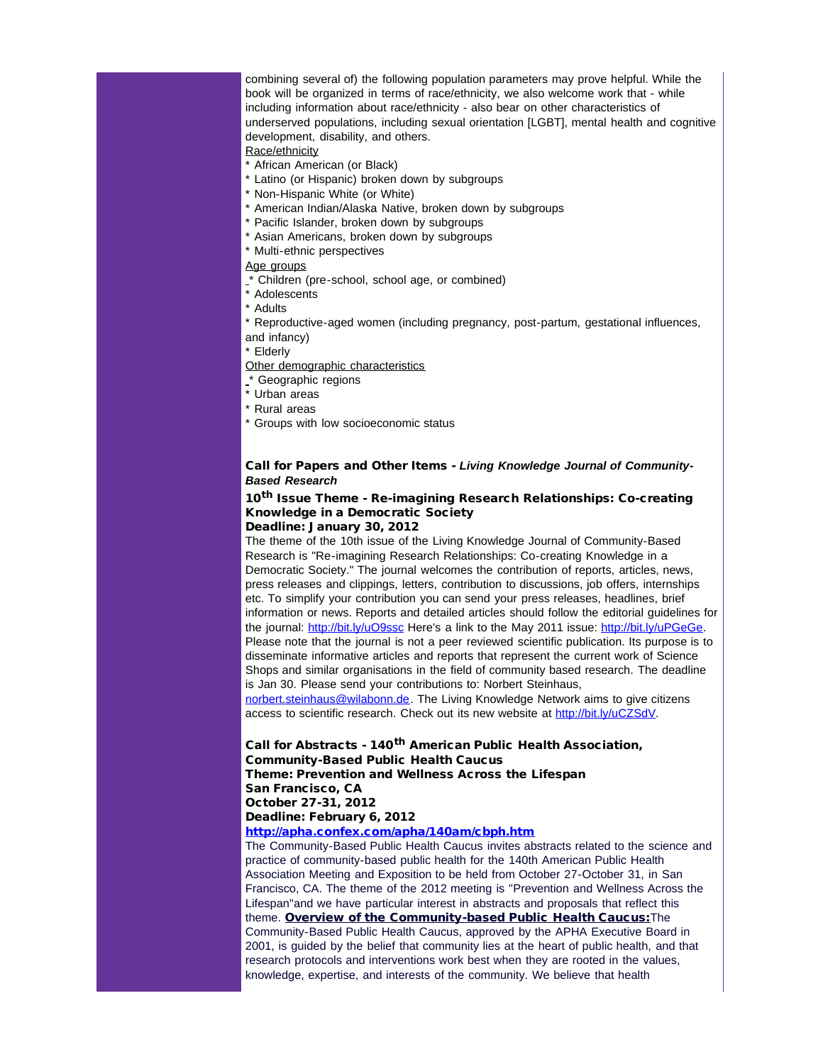combining several of) the following population parameters may prove helpful. While the book will be organized in terms of race/ethnicity, we also welcome work that - while including information about race/ethnicity - also bear on other characteristics of underserved populations, including sexual orientation [LGBT], mental health and cognitive development, disability, and others.

Race/ethnicity

* African American (or Black)
* Latino (or Hispanic) broken down by subgroups
* Non-Hispanic White (or White)
* American Indian/Alaska Native, broken down by subgroups
* Pacific Islander, broken down by subgroups
* Asian Americans, broken down by subgroups
* Multi-ethnic perspectives

Age groups

* Children (pre-school, school age, or combined)
* Adolescents
* Adults
* Reproductive-aged women (including pregnancy, post-partum, gestational influences, and infancy)
* Elderly

Other demographic characteristics

* Geographic regions
* Urban areas
* Rural areas
* Groups with low socioeconomic status

**Call for Papers and Other Items - *Living Knowledge Journal of Community-Based Research***

**10th Issue Theme - Re-imagining Research Relationships: Co-creating Knowledge in a Democratic Society**

**Deadline: January 30, 2012**

The theme of the 10th issue of the Living Knowledge Journal of Community-Based Research is "Re-imagining Research Relationships: Co-creating Knowledge in a Democratic Society." The journal welcomes the contribution of reports, articles, news, press releases and clippings, letters, contribution to discussions, job offers, internships etc. To simplify your contribution you can send your press releases, headlines, brief information or news. Reports and detailed articles should follow the editorial guidelines for the journal: http://bit.ly/uO9ssc Here's a link to the May 2011 issue: http://bit.ly/uPGeGe. Please note that the journal is not a peer reviewed scientific publication. Its purpose is to disseminate informative articles and reports that represent the current work of Science Shops and similar organisations in the field of community based research. The deadline is Jan 30. Please send your contributions to: Norbert Steinhaus, norbert.steinhaus@wilabonn.de. The Living Knowledge Network aims to give citizens access to scientific research. Check out its new website at http://bit.ly/uCZSdV.

**Call for Abstracts - 140th American Public Health Association, Community-Based Public Health Caucus**
**Theme: Prevention and Wellness Across the Lifespan**
**San Francisco, CA**
**October 27-31, 2012**
**Deadline: February 6, 2012**
**http://apha.confex.com/apha/140am/cbph.htm**

The Community-Based Public Health Caucus invites abstracts related to the science and practice of community-based public health for the 140th American Public Health Association Meeting and Exposition to be held from October 27-October 31, in San Francisco, CA. The theme of the 2012 meeting is "Prevention and Wellness Across the Lifespan"and we have particular interest in abstracts and proposals that reflect this theme. **Overview of the Community-based Public Health Caucus:**The Community-Based Public Health Caucus, approved by the APHA Executive Board in 2001, is guided by the belief that community lies at the heart of public health, and that research protocols and interventions work best when they are rooted in the values, knowledge, expertise, and interests of the community. We believe that health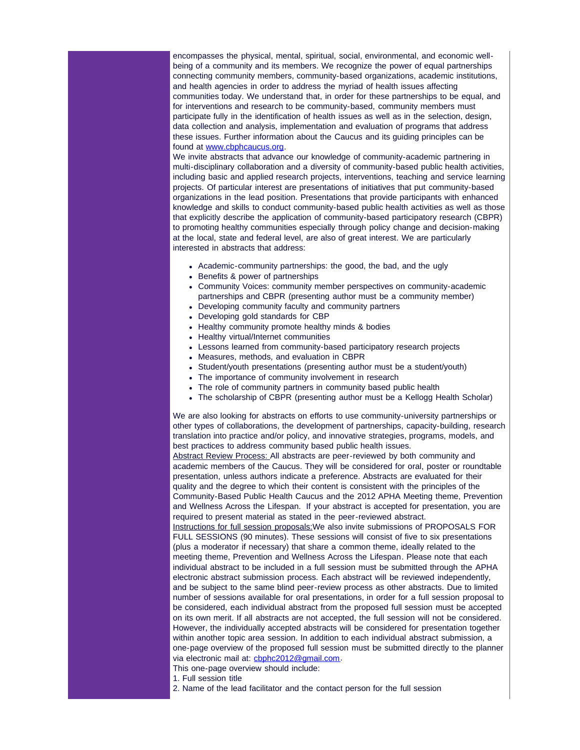encompasses the physical, mental, spiritual, social, environmental, and economic well-being of a community and its members. We recognize the power of equal partnerships connecting community members, community-based organizations, academic institutions, and health agencies in order to address the myriad of health issues affecting communities today. We understand that, in order for these partnerships to be equal, and for interventions and research to be community-based, community members must participate fully in the identification of health issues as well as in the selection, design, data collection and analysis, implementation and evaluation of programs that address these issues. Further information about the Caucus and its guiding principles can be found at [www.cbphcaucus.org](www.cbphcaucus.org).

We invite abstracts that advance our knowledge of community-academic partnering in multi-disciplinary collaboration and a diversity of community-based public health activities, including basic and applied research projects, interventions, teaching and service learning projects. Of particular interest are presentations of initiatives that put community-based organizations in the lead position. Presentations that provide participants with enhanced knowledge and skills to conduct community-based public health activities as well as those that explicitly describe the application of community-based participatory research (CBPR) to promoting healthy communities especially through policy change and decision-making at the local, state and federal level, are also of great interest. We are particularly interested in abstracts that address:

- Academic-community partnerships: the good, the bad, and the ugly
- Benefits & power of partnerships
- Community Voices: community member perspectives on community-academic partnerships and CBPR (presenting author must be a community member)
- Developing community faculty and community partners
- Developing gold standards for CBP
- Healthy community promote healthy minds & bodies
- Healthy virtual/Internet communities
- Lessons learned from community-based participatory research projects
- Measures, methods, and evaluation in CBPR
- Student/youth presentations (presenting author must be a student/youth)
- The importance of community involvement in research
- The role of community partners in community based public health
- The scholarship of CBPR (presenting author must be a Kellogg Health Scholar)

We are also looking for abstracts on efforts to use community-university partnerships or other types of collaborations, the development of partnerships, capacity-building, research translation into practice and/or policy, and innovative strategies, programs, models, and best practices to address community based public health issues.

Abstract Review Process: All abstracts are peer-reviewed by both community and academic members of the Caucus. They will be considered for oral, poster or roundtable presentation, unless authors indicate a preference. Abstracts are evaluated for their quality and the degree to which their content is consistent with the principles of the Community-Based Public Health Caucus and the 2012 APHA Meeting theme, Prevention and Wellness Across the Lifespan. If your abstract is accepted for presentation, you are required to present material as stated in the peer-reviewed abstract.

Instructions for full session proposals: We also invite submissions of PROPOSALS FOR FULL SESSIONS (90 minutes). These sessions will consist of five to six presentations (plus a moderator if necessary) that share a common theme, ideally related to the meeting theme, Prevention and Wellness Across the Lifespan. Please note that each individual abstract to be included in a full session must be submitted through the APHA electronic abstract submission process. Each abstract will be reviewed independently, and be subject to the same blind peer-review process as other abstracts. Due to limited number of sessions available for oral presentations, in order for a full session proposal to be considered, each individual abstract from the proposed full session must be accepted on its own merit. If all abstracts are not accepted, the full session will not be considered. However, the individually accepted abstracts will be considered for presentation together within another topic area session. In addition to each individual abstract submission, a one-page overview of the proposed full session must be submitted directly to the planner via electronic mail at: [cbphc2012@gmail.com](mailto:cbphc2012@gmail.com).

This one-page overview should include:

1. Full session title
2. Name of the lead facilitator and the contact person for the full session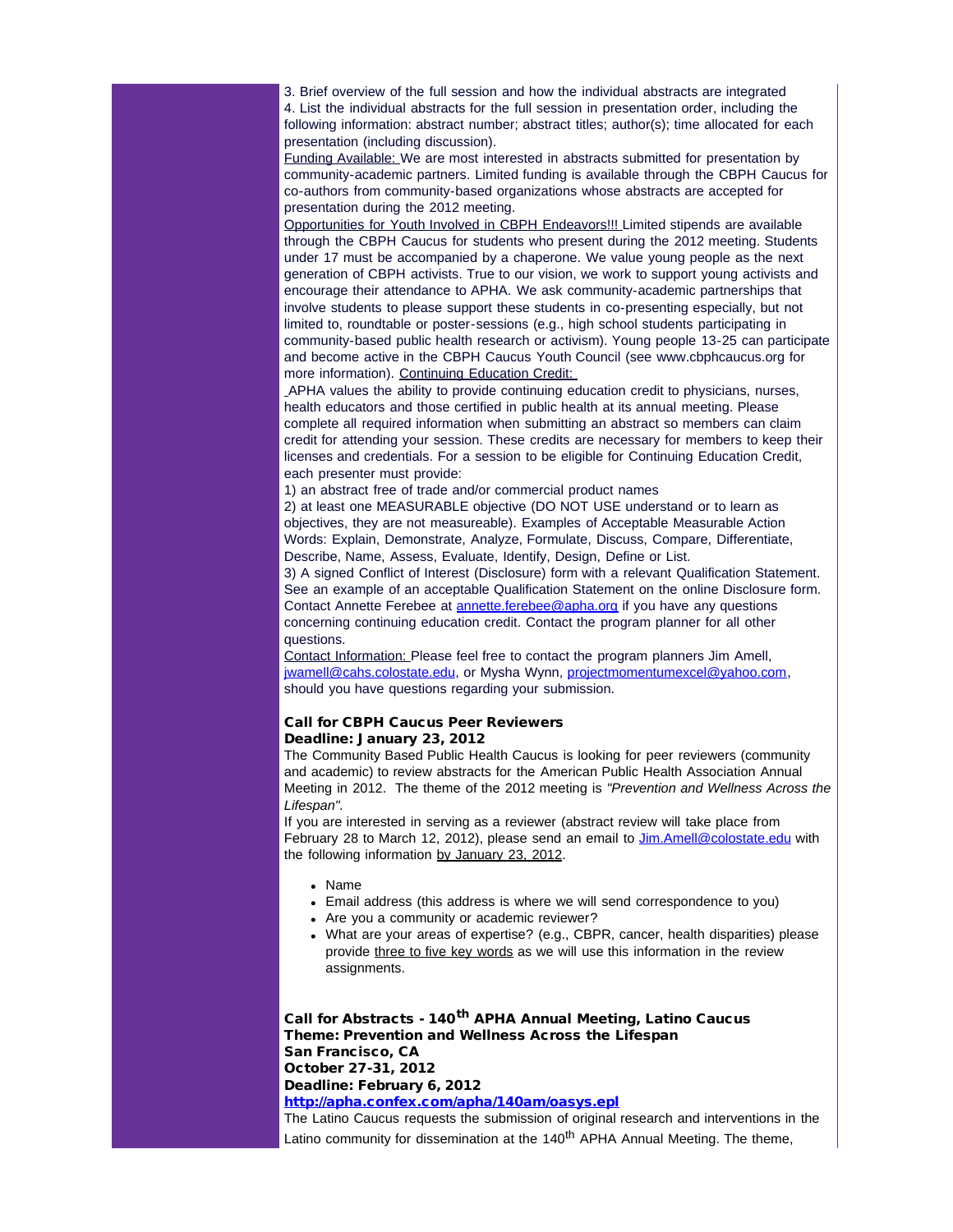3. Brief overview of the full session and how the individual abstracts are integrated
4. List the individual abstracts for the full session in presentation order, including the following information: abstract number; abstract titles; author(s); time allocated for each presentation (including discussion).

Funding Available: We are most interested in abstracts submitted for presentation by community-academic partners. Limited funding is available through the CBPH Caucus for co-authors from community-based organizations whose abstracts are accepted for presentation during the 2012 meeting.

Opportunities for Youth Involved in CBPH Endeavors!!! Limited stipends are available through the CBPH Caucus for students who present during the 2012 meeting. Students under 17 must be accompanied by a chaperone. We value young people as the next generation of CBPH activists. True to our vision, we work to support young activists and encourage their attendance to APHA. We ask community-academic partnerships that involve students to please support these students in co-presenting especially, but not limited to, roundtable or poster-sessions (e.g., high school students participating in community-based public health research or activism). Young people 13-25 can participate and become active in the CBPH Caucus Youth Council (see www.cbphcaucus.org for more information). Continuing Education Credit:

APHA values the ability to provide continuing education credit to physicians, nurses, health educators and those certified in public health at its annual meeting. Please complete all required information when submitting an abstract so members can claim credit for attending your session. These credits are necessary for members to keep their licenses and credentials. For a session to be eligible for Continuing Education Credit, each presenter must provide:

1) an abstract free of trade and/or commercial product names
2) at least one MEASURABLE objective (DO NOT USE understand or to learn as objectives, they are not measureable). Examples of Acceptable Measurable Action Words: Explain, Demonstrate, Analyze, Formulate, Discuss, Compare, Differentiate, Describe, Name, Assess, Evaluate, Identify, Design, Define or List.
3) A signed Conflict of Interest (Disclosure) form with a relevant Qualification Statement. See an example of an acceptable Qualification Statement on the online Disclosure form. Contact Annette Ferebee at annette.ferebee@apha.org if you have any questions concerning continuing education credit. Contact the program planner for all other questions.

Contact Information: Please feel free to contact the program planners Jim Amell, jwamell@cahs.colostate.edu, or Mysha Wynn, projectmomentumexcel@yahoo.com, should you have questions regarding your submission.

**Call for CBPH Caucus Peer Reviewers**
**Deadline: January 23, 2012**

The Community Based Public Health Caucus is looking for peer reviewers (community and academic) to review abstracts for the American Public Health Association Annual Meeting in 2012. The theme of the 2012 meeting is *"Prevention and Wellness Across the Lifespan"*.

If you are interested in serving as a reviewer (abstract review will take place from February 28 to March 12, 2012), please send an email to Jim.Amell@colostate.edu with the following information by January 23, 2012.

- Name
- Email address (this address is where we will send correspondence to you)
- Are you a community or academic reviewer?
- What are your areas of expertise? (e.g., CBPR, cancer, health disparities) please provide three to five key words as we will use this information in the review assignments.

**Call for Abstracts - 140th APHA Annual Meeting, Latino Caucus**
**Theme: Prevention and Wellness Across the Lifespan**
**San Francisco, CA**
**October 27-31, 2012**
**Deadline: February 6, 2012**
**http://apha.confex.com/apha/140am/oasys.epl**

The Latino Caucus requests the submission of original research and interventions in the Latino community for dissemination at the 140th APHA Annual Meeting. The theme,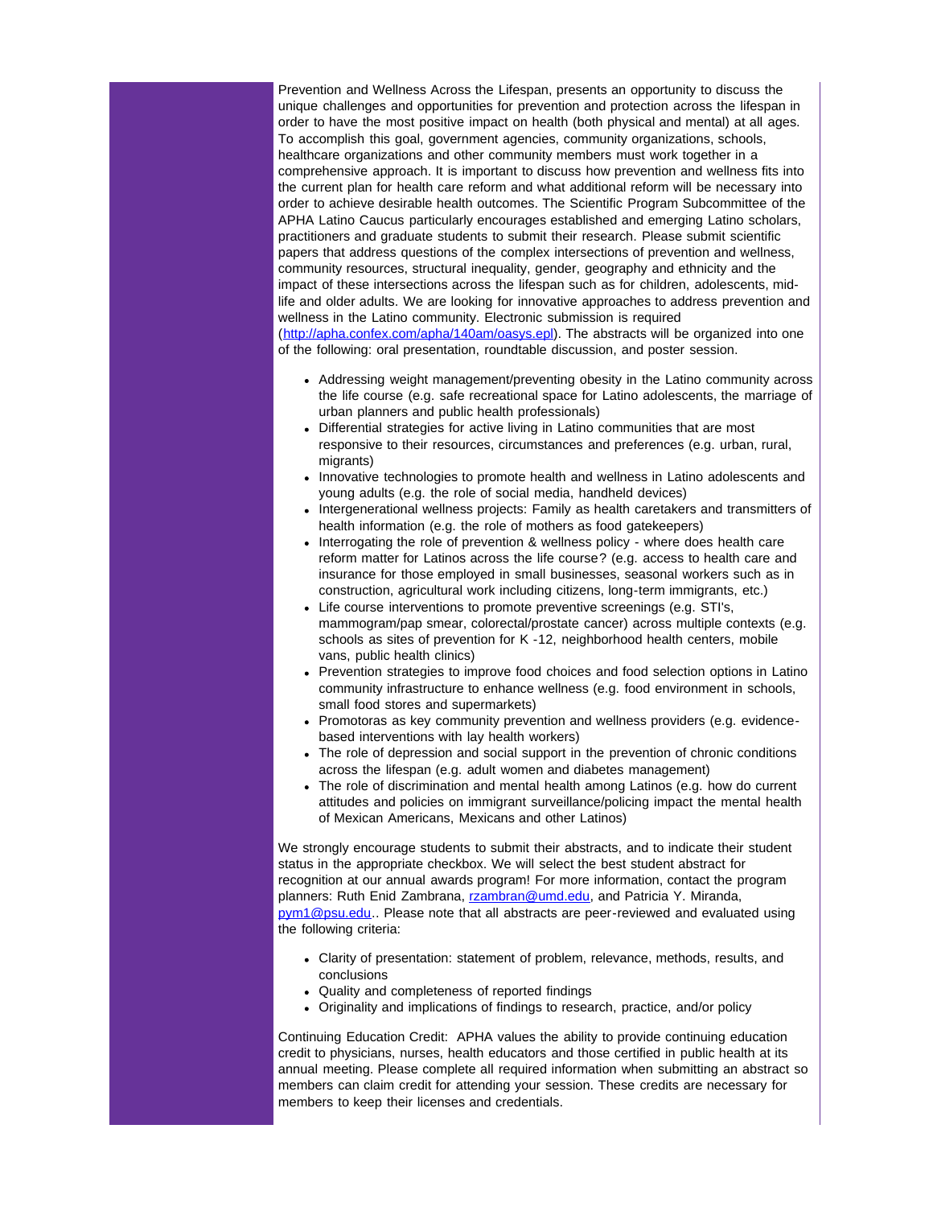Prevention and Wellness Across the Lifespan, presents an opportunity to discuss the unique challenges and opportunities for prevention and protection across the lifespan in order to have the most positive impact on health (both physical and mental) at all ages. To accomplish this goal, government agencies, community organizations, schools, healthcare organizations and other community members must work together in a comprehensive approach. It is important to discuss how prevention and wellness fits into the current plan for health care reform and what additional reform will be necessary into order to achieve desirable health outcomes. The Scientific Program Subcommittee of the APHA Latino Caucus particularly encourages established and emerging Latino scholars, practitioners and graduate students to submit their research. Please submit scientific papers that address questions of the complex intersections of prevention and wellness, community resources, structural inequality, gender, geography and ethnicity and the impact of these intersections across the lifespan such as for children, adolescents, mid-life and older adults. We are looking for innovative approaches to address prevention and wellness in the Latino community. Electronic submission is required (http://apha.confex.com/apha/140am/oasys.epl). The abstracts will be organized into one of the following: oral presentation, roundtable discussion, and poster session.

- Addressing weight management/preventing obesity in the Latino community across the life course (e.g. safe recreational space for Latino adolescents, the marriage of urban planners and public health professionals)
- Differential strategies for active living in Latino communities that are most responsive to their resources, circumstances and preferences (e.g. urban, rural, migrants)
- Innovative technologies to promote health and wellness in Latino adolescents and young adults (e.g. the role of social media, handheld devices)
- Intergenerational wellness projects: Family as health caretakers and transmitters of health information (e.g. the role of mothers as food gatekeepers)
- Interrogating the role of prevention & wellness policy - where does health care reform matter for Latinos across the life course? (e.g. access to health care and insurance for those employed in small businesses, seasonal workers such as in construction, agricultural work including citizens, long-term immigrants, etc.)
- Life course interventions to promote preventive screenings (e.g. STI's, mammogram/pap smear, colorectal/prostate cancer) across multiple contexts (e.g. schools as sites of prevention for K -12, neighborhood health centers, mobile vans, public health clinics)
- Prevention strategies to improve food choices and food selection options in Latino community infrastructure to enhance wellness (e.g. food environment in schools, small food stores and supermarkets)
- Promotoras as key community prevention and wellness providers (e.g. evidence-based interventions with lay health workers)
- The role of depression and social support in the prevention of chronic conditions across the lifespan (e.g. adult women and diabetes management)
- The role of discrimination and mental health among Latinos (e.g. how do current attitudes and policies on immigrant surveillance/policing impact the mental health of Mexican Americans, Mexicans and other Latinos)

We strongly encourage students to submit their abstracts, and to indicate their student status in the appropriate checkbox. We will select the best student abstract for recognition at our annual awards program! For more information, contact the program planners: Ruth Enid Zambrana, rzambran@umd.edu, and Patricia Y. Miranda, pym1@psu.edu.. Please note that all abstracts are peer-reviewed and evaluated using the following criteria:

- Clarity of presentation: statement of problem, relevance, methods, results, and conclusions
- Quality and completeness of reported findings
- Originality and implications of findings to research, practice, and/or policy

Continuing Education Credit: APHA values the ability to provide continuing education credit to physicians, nurses, health educators and those certified in public health at its annual meeting. Please complete all required information when submitting an abstract so members can claim credit for attending your session. These credits are necessary for members to keep their licenses and credentials.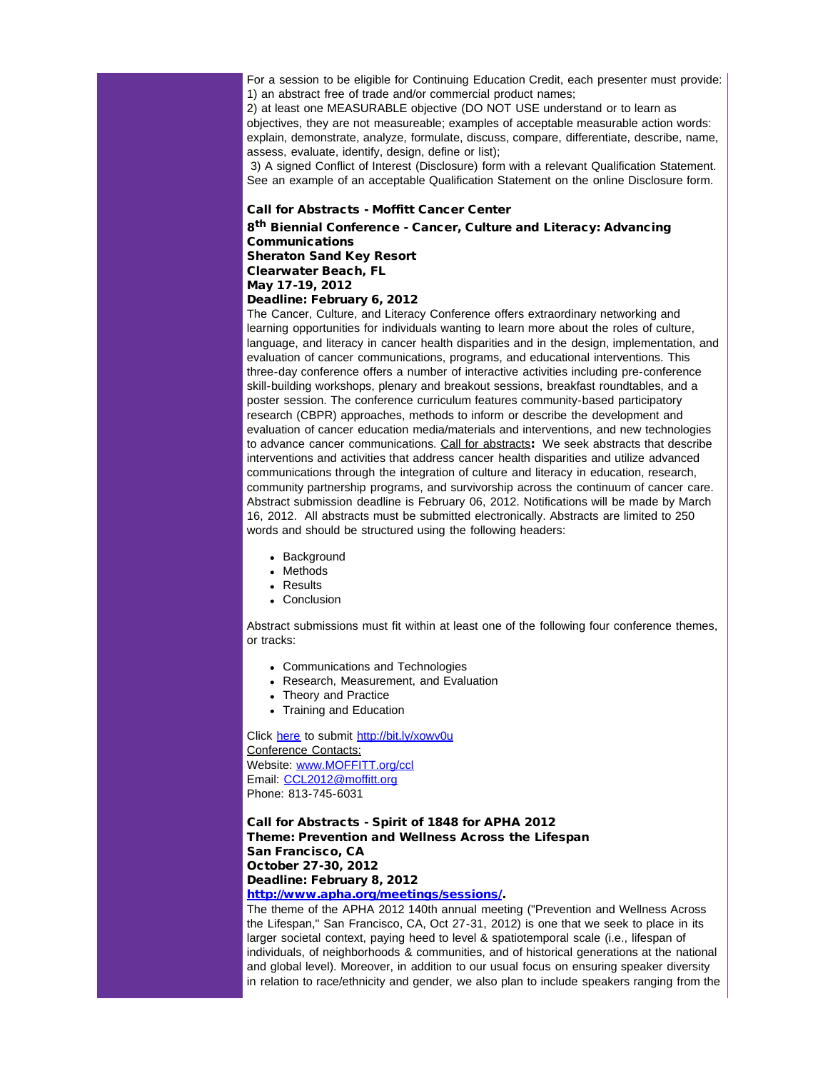For a session to be eligible for Continuing Education Credit, each presenter must provide:
1) an abstract free of trade and/or commercial product names;
2) at least one MEASURABLE objective (DO NOT USE understand or to learn as objectives, they are not measureable; examples of acceptable measurable action words: explain, demonstrate, analyze, formulate, discuss, compare, differentiate, describe, name, assess, evaluate, identify, design, define or list);
3) A signed Conflict of Interest (Disclosure) form with a relevant Qualification Statement. See an example of an acceptable Qualification Statement on the online Disclosure form.

**Call for Abstracts - Moffitt Cancer Center**
**8th Biennial Conference - Cancer, Culture and Literacy: Advancing Communications**
**Sheraton Sand Key Resort**
**Clearwater Beach, FL**
**May 17-19, 2012**
**Deadline: February 6, 2012**

The Cancer, Culture, and Literacy Conference offers extraordinary networking and learning opportunities for individuals wanting to learn more about the roles of culture, language, and literacy in cancer health disparities and in the design, implementation, and evaluation of cancer communications, programs, and educational interventions. This three-day conference offers a number of interactive activities including pre-conference skill-building workshops, plenary and breakout sessions, breakfast roundtables, and a poster session. The conference curriculum features community-based participatory research (CBPR) approaches, methods to inform or describe the development and evaluation of cancer education media/materials and interventions, and new technologies to advance cancer communications. Call for abstracts**:** We seek abstracts that describe interventions and activities that address cancer health disparities and utilize advanced communications through the integration of culture and literacy in education, research, community partnership programs, and survivorship across the continuum of cancer care. Abstract submission deadline is February 06, 2012. Notifications will be made by March 16, 2012. All abstracts must be submitted electronically. Abstracts are limited to 250 words and should be structured using the following headers:

- Background
- Methods
- Results
- Conclusion

Abstract submissions must fit within at least one of the following four conference themes, or tracks:

- Communications and Technologies
- Research, Measurement, and Evaluation
- Theory and Practice
- Training and Education

Click here to submit http://bit.ly/xowv0u
Conference Contacts:
Website: www.MOFFITT.org/ccl
Email: CCL2012@moffitt.org
Phone: 813-745-6031

**Call for Abstracts - Spirit of 1848 for APHA 2012**
**Theme: Prevention and Wellness Across the Lifespan**
**San Francisco, CA**
**October 27-30, 2012**
**Deadline: February 8, 2012**
**http://www.apha.org/meetings/sessions/.**

The theme of the APHA 2012 140th annual meeting ("Prevention and Wellness Across the Lifespan," San Francisco, CA, Oct 27-31, 2012) is one that we seek to place in its larger societal context, paying heed to level & spatiotemporal scale (i.e., lifespan of individuals, of neighborhoods & communities, and of historical generations at the national and global level). Moreover, in addition to our usual focus on ensuring speaker diversity in relation to race/ethnicity and gender, we also plan to include speakers ranging from the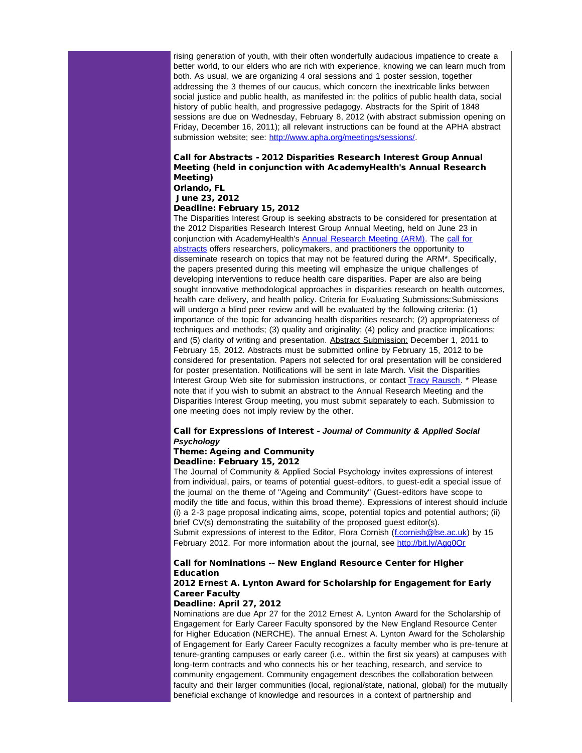rising generation of youth, with their often wonderfully audacious impatience to create a better world, to our elders who are rich with experience, knowing we can learn much from both. As usual, we are organizing 4 oral sessions and 1 poster session, together addressing the 3 themes of our caucus, which concern the inextricable links between social justice and public health, as manifested in: the politics of public health data, social history of public health, and progressive pedagogy. Abstracts for the Spirit of 1848 sessions are due on Wednesday, February 8, 2012 (with abstract submission opening on Friday, December 16, 2011); all relevant instructions can be found at the APHA abstract submission website; see: http://www.apha.org/meetings/sessions/.

**Call for Abstracts - 2012 Disparities Research Interest Group Annual Meeting (held in conjunction with AcademyHealth's Annual Research Meeting)**
**Orlando, FL**
**June 23, 2012**
**Deadline: February 15, 2012**

The Disparities Interest Group is seeking abstracts to be considered for presentation at the 2012 Disparities Research Interest Group Annual Meeting, held on June 23 in conjunction with AcademyHealth's Annual Research Meeting (ARM). The call for abstracts offers researchers, policymakers, and practitioners the opportunity to disseminate research on topics that may not be featured during the ARM*. Specifically, the papers presented during this meeting will emphasize the unique challenges of developing interventions to reduce health care disparities. Paper are also are being sought innovative methodological approaches in disparities research on health outcomes, health care delivery, and health policy. Criteria for Evaluating Submissions:Submissions will undergo a blind peer review and will be evaluated by the following criteria: (1) importance of the topic for advancing health disparities research; (2) appropriateness of techniques and methods; (3) quality and originality; (4) policy and practice implications; and (5) clarity of writing and presentation. Abstract Submission: December 1, 2011 to February 15, 2012. Abstracts must be submitted online by February 15, 2012 to be considered for presentation. Papers not selected for oral presentation will be considered for poster presentation. Notifications will be sent in late March. Visit the Disparities Interest Group Web site for submission instructions, or contact Tracy Rausch. * Please note that if you wish to submit an abstract to the Annual Research Meeting and the Disparities Interest Group meeting, you must submit separately to each. Submission to one meeting does not imply review by the other.

**Call for Expressions of Interest -** ***Journal of Community & Applied Social Psychology***
**Theme: Ageing and Community**
**Deadline: February 15, 2012**

The Journal of Community & Applied Social Psychology invites expressions of interest from individual, pairs, or teams of potential guest-editors, to guest-edit a special issue of the journal on the theme of "Ageing and Community" (Guest-editors have scope to modify the title and focus, within this broad theme). Expressions of interest should include (i) a 2-3 page proposal indicating aims, scope, potential topics and potential authors; (ii) brief CV(s) demonstrating the suitability of the proposed guest editor(s).
Submit expressions of interest to the Editor, Flora Cornish (f.cornish@lse.ac.uk) by 15 February 2012. For more information about the journal, see http://bit.ly/Agq0Or

**Call for Nominations -- New England Resource Center for Higher Education**
**2012 Ernest A. Lynton Award for Scholarship for Engagement for Early Career Faculty**
**Deadline: April 27, 2012**

Nominations are due Apr 27 for the 2012 Ernest A. Lynton Award for the Scholarship of Engagement for Early Career Faculty sponsored by the New England Resource Center for Higher Education (NERCHE). The annual Ernest A. Lynton Award for the Scholarship of Engagement for Early Career Faculty recognizes a faculty member who is pre-tenure at tenure-granting campuses or early career (i.e., within the first six years) at campuses with long-term contracts and who connects his or her teaching, research, and service to community engagement. Community engagement describes the collaboration between faculty and their larger communities (local, regional/state, national, global) for the mutually beneficial exchange of knowledge and resources in a context of partnership and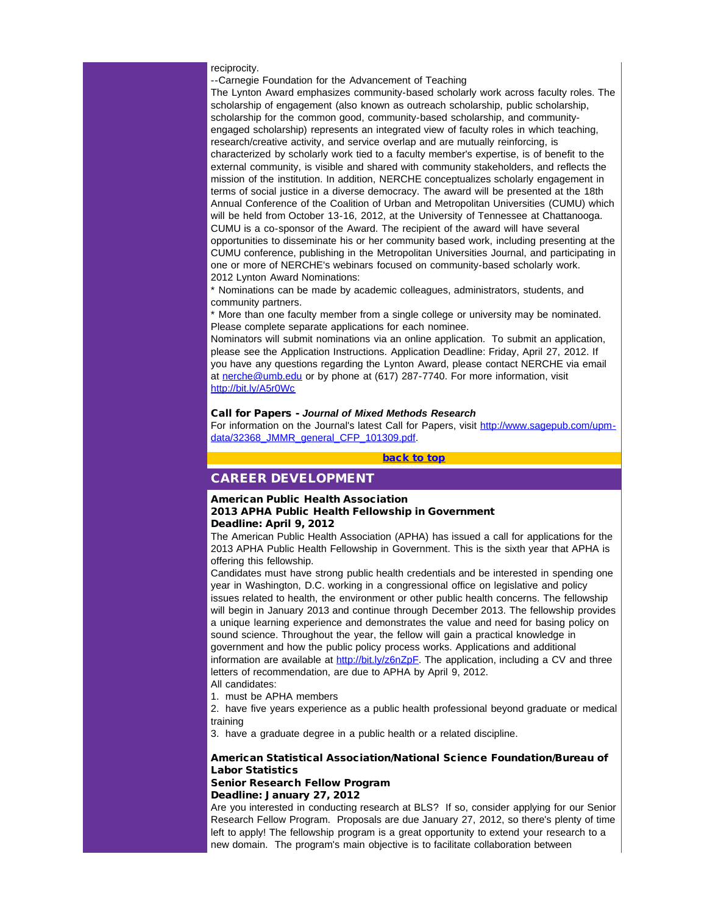reciprocity.

--Carnegie Foundation for the Advancement of Teaching

The Lynton Award emphasizes community-based scholarly work across faculty roles. The scholarship of engagement (also known as outreach scholarship, public scholarship, scholarship for the common good, community-based scholarship, and community-engaged scholarship) represents an integrated view of faculty roles in which teaching, research/creative activity, and service overlap and are mutually reinforcing, is characterized by scholarly work tied to a faculty member's expertise, is of benefit to the external community, is visible and shared with community stakeholders, and reflects the mission of the institution. In addition, NERCHE conceptualizes scholarly engagement in terms of social justice in a diverse democracy. The award will be presented at the 18th Annual Conference of the Coalition of Urban and Metropolitan Universities (CUMU) which will be held from October 13-16, 2012, at the University of Tennessee at Chattanooga. CUMU is a co-sponsor of the Award. The recipient of the award will have several opportunities to disseminate his or her community based work, including presenting at the CUMU conference, publishing in the Metropolitan Universities Journal, and participating in one or more of NERCHE's webinars focused on community-based scholarly work.

2012 Lynton Award Nominations:

* Nominations can be made by academic colleagues, administrators, students, and community partners.

* More than one faculty member from a single college or university may be nominated. Please complete separate applications for each nominee.

Nominators will submit nominations via an online application. To submit an application, please see the Application Instructions. Application Deadline: Friday, April 27, 2012. If you have any questions regarding the Lynton Award, please contact NERCHE via email at nerche@umb.edu or by phone at (617) 287-7740. For more information, visit http://bit.ly/A5r0Wc

**Call for Papers - *Journal of Mixed Methods Research***

For information on the Journal's latest Call for Papers, visit http://www.sagepub.com/upm-data/32368_JMMR_general_CFP_101309.pdf.

**back to top**

## CAREER DEVELOPMENT

**American Public Health Association**
**2013 APHA Public Health Fellowship in Government**
**Deadline: April 9, 2012**

The American Public Health Association (APHA) has issued a call for applications for the 2013 APHA Public Health Fellowship in Government. This is the sixth year that APHA is offering this fellowship.

Candidates must have strong public health credentials and be interested in spending one year in Washington, D.C. working in a congressional office on legislative and policy issues related to health, the environment or other public health concerns. The fellowship will begin in January 2013 and continue through December 2013. The fellowship provides a unique learning experience and demonstrates the value and need for basing policy on sound science. Throughout the year, the fellow will gain a practical knowledge in government and how the public policy process works. Applications and additional information are available at http://bit.ly/z6nZpF. The application, including a CV and three letters of recommendation, are due to APHA by April 9, 2012.

All candidates:

1. must be APHA members
2. have five years experience as a public health professional beyond graduate or medical training
3. have a graduate degree in a public health or a related discipline.

**American Statistical Association/National Science Foundation/Bureau of Labor Statistics**
**Senior Research Fellow Program**
**Deadline: January 27, 2012**

Are you interested in conducting research at BLS? If so, consider applying for our Senior Research Fellow Program. Proposals are due January 27, 2012, so there's plenty of time left to apply! The fellowship program is a great opportunity to extend your research to a new domain. The program's main objective is to facilitate collaboration between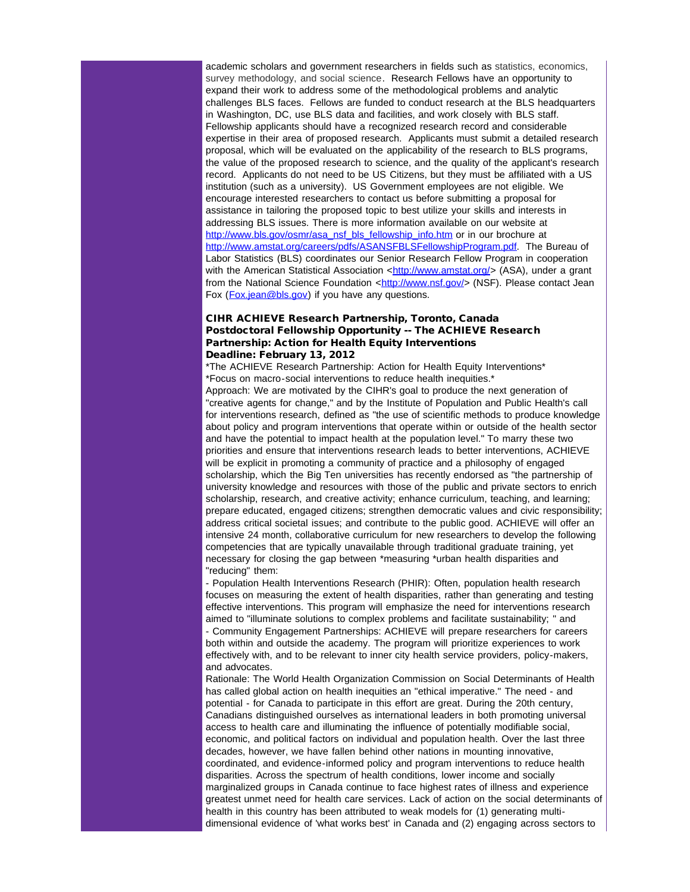academic scholars and government researchers in fields such as statistics, economics, survey methodology, and social science. Research Fellows have an opportunity to expand their work to address some of the methodological problems and analytic challenges BLS faces. Fellows are funded to conduct research at the BLS headquarters in Washington, DC, use BLS data and facilities, and work closely with BLS staff. Fellowship applicants should have a recognized research record and considerable expertise in their area of proposed research. Applicants must submit a detailed research proposal, which will be evaluated on the applicability of the research to BLS programs, the value of the proposed research to science, and the quality of the applicant's research record. Applicants do not need to be US Citizens, but they must be affiliated with a US institution (such as a university). US Government employees are not eligible. We encourage interested researchers to contact us before submitting a proposal for assistance in tailoring the proposed topic to best utilize your skills and interests in addressing BLS issues. There is more information available on our website at http://www.bls.gov/osmr/asa_nsf_bls_fellowship_info.htm or in our brochure at http://www.amstat.org/careers/pdfs/ASANSFBLSFellowshipProgram.pdf. The Bureau of Labor Statistics (BLS) coordinates our Senior Research Fellow Program in cooperation with the American Statistical Association <http://www.amstat.org/> (ASA), under a grant from the National Science Foundation <http://www.nsf.gov/> (NSF). Please contact Jean Fox (Fox.jean@bls.gov) if you have any questions.

**CIHR ACHIEVE Research Partnership, Toronto, Canada**
**Postdoctoral Fellowship Opportunity -- The ACHIEVE Research Partnership: Action for Health Equity Interventions**
**Deadline: February 13, 2012**

*The ACHIEVE Research Partnership: Action for Health Equity Interventions*
*Focus on macro-social interventions to reduce health inequities.*

Approach: We are motivated by the CIHR's goal to produce the next generation of "creative agents for change," and by the Institute of Population and Public Health's call for interventions research, defined as "the use of scientific methods to produce knowledge about policy and program interventions that operate within or outside of the health sector and have the potential to impact health at the population level." To marry these two priorities and ensure that interventions research leads to better interventions, ACHIEVE will be explicit in promoting a community of practice and a philosophy of engaged scholarship, which the Big Ten universities has recently endorsed as "the partnership of university knowledge and resources with those of the public and private sectors to enrich scholarship, research, and creative activity; enhance curriculum, teaching, and learning; prepare educated, engaged citizens; strengthen democratic values and civic responsibility; address critical societal issues; and contribute to the public good. ACHIEVE will offer an intensive 24 month, collaborative curriculum for new researchers to develop the following competencies that are typically unavailable through traditional graduate training, yet necessary for closing the gap between *measuring *urban health disparities and "reducing" them:

- Population Health Interventions Research (PHIR): Often, population health research focuses on measuring the extent of health disparities, rather than generating and testing effective interventions. This program will emphasize the need for interventions research aimed to "illuminate solutions to complex problems and facilitate sustainability; " and
- Community Engagement Partnerships: ACHIEVE will prepare researchers for careers both within and outside the academy. The program will prioritize experiences to work effectively with, and to be relevant to inner city health service providers, policy-makers, and advocates.

Rationale: The World Health Organization Commission on Social Determinants of Health has called global action on health inequities an "ethical imperative." The need - and potential - for Canada to participate in this effort are great. During the 20th century, Canadians distinguished ourselves as international leaders in both promoting universal access to health care and illuminating the influence of potentially modifiable social, economic, and political factors on individual and population health. Over the last three decades, however, we have fallen behind other nations in mounting innovative, coordinated, and evidence-informed policy and program interventions to reduce health disparities. Across the spectrum of health conditions, lower income and socially marginalized groups in Canada continue to face highest rates of illness and experience greatest unmet need for health care services. Lack of action on the social determinants of health in this country has been attributed to weak models for (1) generating multi-dimensional evidence of 'what works best' in Canada and (2) engaging across sectors to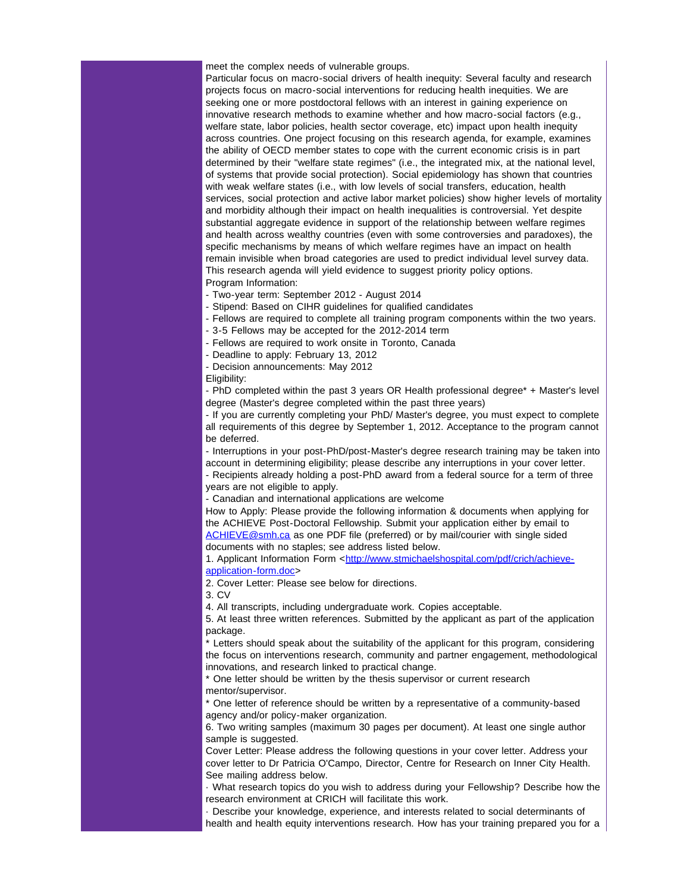meet the complex needs of vulnerable groups.

Particular focus on macro-social drivers of health inequity: Several faculty and research projects focus on macro-social interventions for reducing health inequities. We are seeking one or more postdoctoral fellows with an interest in gaining experience on innovative research methods to examine whether and how macro-social factors (e.g., welfare state, labor policies, health sector coverage, etc) impact upon health inequity across countries. One project focusing on this research agenda, for example, examines the ability of OECD member states to cope with the current economic crisis is in part determined by their "welfare state regimes" (i.e., the integrated mix, at the national level, of systems that provide social protection). Social epidemiology has shown that countries with weak welfare states (i.e., with low levels of social transfers, education, health services, social protection and active labor market policies) show higher levels of mortality and morbidity although their impact on health inequalities is controversial. Yet despite substantial aggregate evidence in support of the relationship between welfare regimes and health across wealthy countries (even with some controversies and paradoxes), the specific mechanisms by means of which welfare regimes have an impact on health remain invisible when broad categories are used to predict individual level survey data. This research agenda will yield evidence to suggest priority policy options.

Program Information:

- Two-year term: September 2012 - August 2014
- Stipend: Based on CIHR guidelines for qualified candidates
- Fellows are required to complete all training program components within the two years.
- 3-5 Fellows may be accepted for the 2012-2014 term
- Fellows are required to work onsite in Toronto, Canada
- Deadline to apply: February 13, 2012
- Decision announcements: May 2012

Eligibility:

- PhD completed within the past 3 years OR Health professional degree* + Master's level degree (Master's degree completed within the past three years)
- If you are currently completing your PhD/ Master's degree, you must expect to complete all requirements of this degree by September 1, 2012. Acceptance to the program cannot be deferred.
- Interruptions in your post-PhD/post-Master's degree research training may be taken into account in determining eligibility; please describe any interruptions in your cover letter.
- Recipients already holding a post-PhD award from a federal source for a term of three years are not eligible to apply.
- Canadian and international applications are welcome

How to Apply: Please provide the following information & documents when applying for the ACHIEVE Post-Doctoral Fellowship. Submit your application either by email to [ACHIEVE@smh.ca](mailto:ACHIEVE@smh.ca) as one PDF file (preferred) or by mail/courier with single sided documents with no staples; see address listed below.

1. Applicant Information Form <[http://www.stmichaelshospital.com/pdf/crich/achieve-application-form.doc](http://www.stmichaelshospital.com/pdf/crich/achieve-application-form.doc)>
2. Cover Letter: Please see below for directions.
3. CV
4. All transcripts, including undergraduate work. Copies acceptable.
5. At least three written references. Submitted by the applicant as part of the application package.

\* Letters should speak about the suitability of the applicant for this program, considering the focus on interventions research, community and partner engagement, methodological innovations, and research linked to practical change.

\* One letter should be written by the thesis supervisor or current research mentor/supervisor.

\* One letter of reference should be written by a representative of a community-based agency and/or policy-maker organization.

6. Two writing samples (maximum 30 pages per document). At least one single author sample is suggested.

Cover Letter: Please address the following questions in your cover letter. Address your cover letter to Dr Patricia O'Campo, Director, Centre for Research on Inner City Health. See mailing address below.

· What research topics do you wish to address during your Fellowship? Describe how the research environment at CRICH will facilitate this work.

· Describe your knowledge, experience, and interests related to social determinants of health and health equity interventions research. How has your training prepared you for a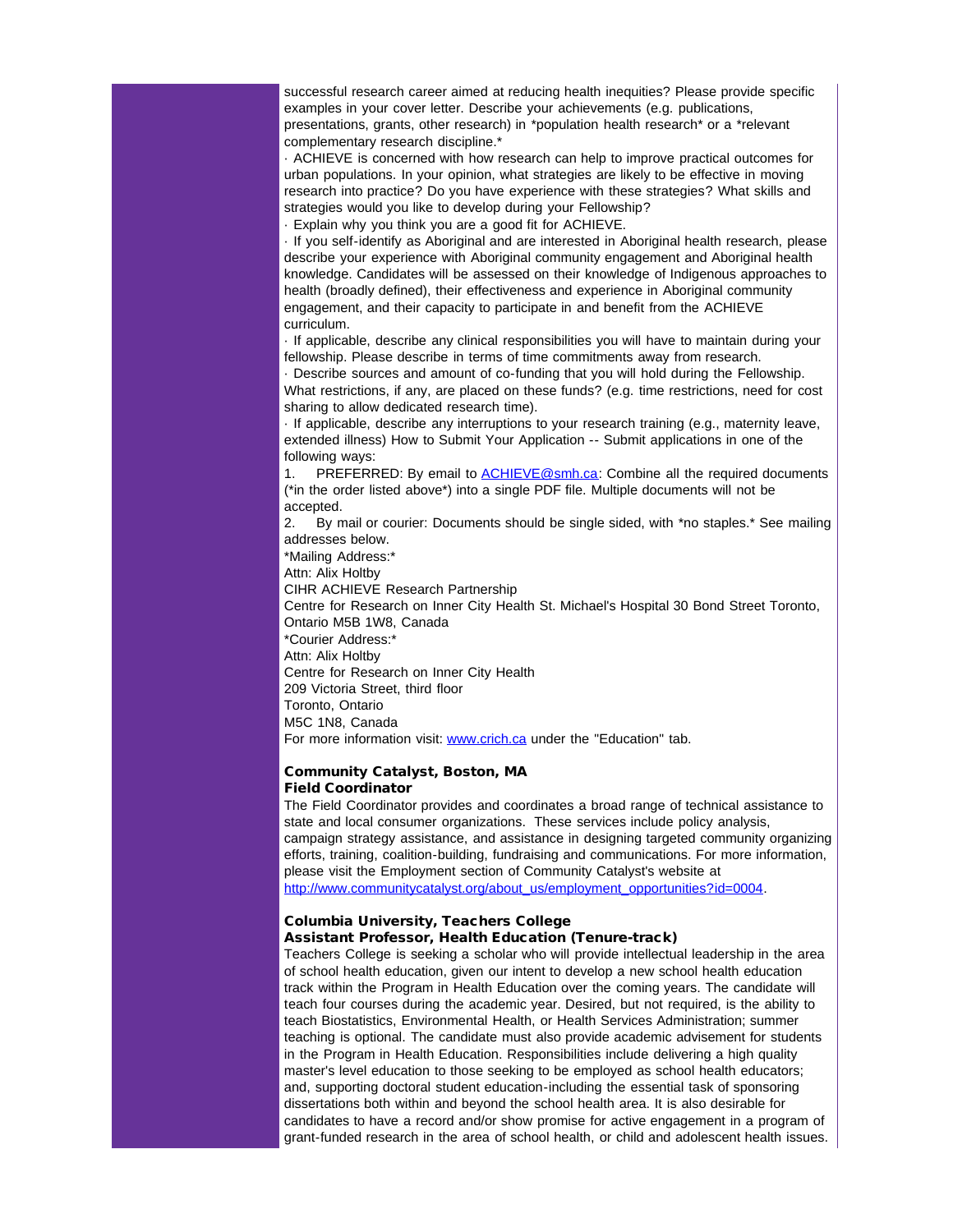successful research career aimed at reducing health inequities? Please provide specific examples in your cover letter. Describe your achievements (e.g. publications, presentations, grants, other research) in *population health research* or a *relevant complementary research discipline.*

· ACHIEVE is concerned with how research can help to improve practical outcomes for urban populations. In your opinion, what strategies are likely to be effective in moving research into practice? Do you have experience with these strategies? What skills and strategies would you like to develop during your Fellowship?

· Explain why you think you are a good fit for ACHIEVE.

· If you self-identify as Aboriginal and are interested in Aboriginal health research, please describe your experience with Aboriginal community engagement and Aboriginal health knowledge. Candidates will be assessed on their knowledge of Indigenous approaches to health (broadly defined), their effectiveness and experience in Aboriginal community engagement, and their capacity to participate in and benefit from the ACHIEVE curriculum.

· If applicable, describe any clinical responsibilities you will have to maintain during your fellowship. Please describe in terms of time commitments away from research.

· Describe sources and amount of co-funding that you will hold during the Fellowship. What restrictions, if any, are placed on these funds? (e.g. time restrictions, need for cost sharing to allow dedicated research time).

· If applicable, describe any interruptions to your research training (e.g., maternity leave, extended illness) How to Submit Your Application -- Submit applications in one of the following ways:

1. PREFERRED: By email to ACHIEVE@smh.ca: Combine all the required documents (*in the order listed above*) into a single PDF file. Multiple documents will not be accepted.
2. By mail or courier: Documents should be single sided, with *no staples.* See mailing addresses below.

*Mailing Address:*
Attn: Alix Holtby
CIHR ACHIEVE Research Partnership
Centre for Research on Inner City Health St. Michael's Hospital 30 Bond Street Toronto, Ontario M5B 1W8, Canada
*Courier Address:*
Attn: Alix Holtby
Centre for Research on Inner City Health
209 Victoria Street, third floor
Toronto, Ontario
M5C 1N8, Canada
For more information visit: www.crich.ca under the "Education" tab.

**Community Catalyst, Boston, MA**
**Field Coordinator**

The Field Coordinator provides and coordinates a broad range of technical assistance to state and local consumer organizations. These services include policy analysis, campaign strategy assistance, and assistance in designing targeted community organizing efforts, training, coalition-building, fundraising and communications. For more information, please visit the Employment section of Community Catalyst's website at http://www.communitycatalyst.org/about_us/employment_opportunities?id=0004.

**Columbia University, Teachers College**
**Assistant Professor, Health Education (Tenure-track)**

Teachers College is seeking a scholar who will provide intellectual leadership in the area of school health education, given our intent to develop a new school health education track within the Program in Health Education over the coming years. The candidate will teach four courses during the academic year. Desired, but not required, is the ability to teach Biostatistics, Environmental Health, or Health Services Administration; summer teaching is optional. The candidate must also provide academic advisement for students in the Program in Health Education. Responsibilities include delivering a high quality master's level education to those seeking to be employed as school health educators; and, supporting doctoral student education-including the essential task of sponsoring dissertations both within and beyond the school health area. It is also desirable for candidates to have a record and/or show promise for active engagement in a program of grant-funded research in the area of school health, or child and adolescent health issues.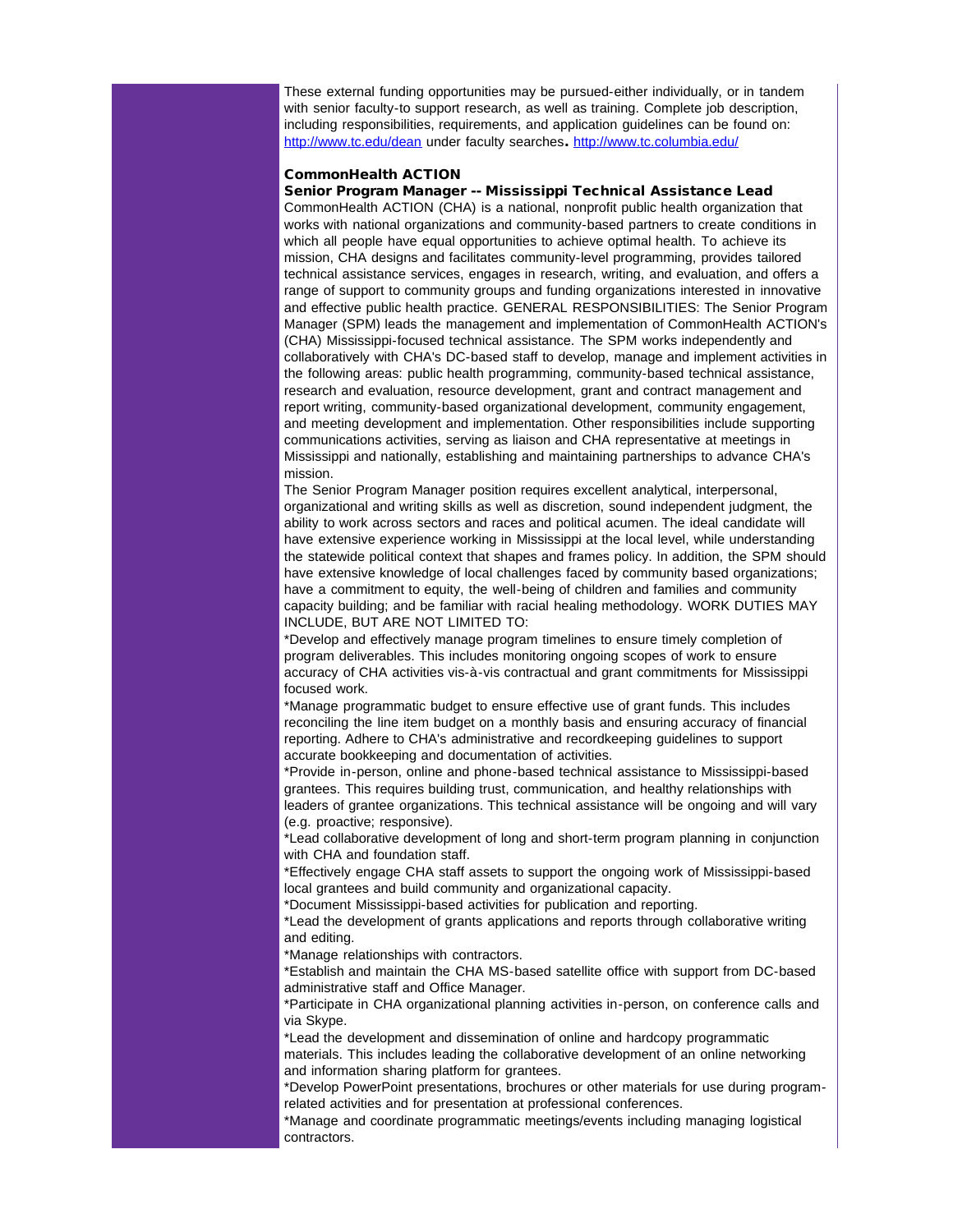These external funding opportunities may be pursued-either individually, or in tandem with senior faculty-to support research, as well as training. Complete job description, including responsibilities, requirements, and application guidelines can be found on: http://www.tc.edu/dean under faculty searches. http://www.tc.columbia.edu/

**CommonHealth ACTION**
**Senior Program Manager -- Mississippi Technical Assistance Lead**

CommonHealth ACTION (CHA) is a national, nonprofit public health organization that works with national organizations and community-based partners to create conditions in which all people have equal opportunities to achieve optimal health. To achieve its mission, CHA designs and facilitates community-level programming, provides tailored technical assistance services, engages in research, writing, and evaluation, and offers a range of support to community groups and funding organizations interested in innovative and effective public health practice. GENERAL RESPONSIBILITIES: The Senior Program Manager (SPM) leads the management and implementation of CommonHealth ACTION's (CHA) Mississippi-focused technical assistance. The SPM works independently and collaboratively with CHA's DC-based staff to develop, manage and implement activities in the following areas: public health programming, community-based technical assistance, research and evaluation, resource development, grant and contract management and report writing, community-based organizational development, community engagement, and meeting development and implementation. Other responsibilities include supporting communications activities, serving as liaison and CHA representative at meetings in Mississippi and nationally, establishing and maintaining partnerships to advance CHA's mission.

The Senior Program Manager position requires excellent analytical, interpersonal, organizational and writing skills as well as discretion, sound independent judgment, the ability to work across sectors and races and political acumen. The ideal candidate will have extensive experience working in Mississippi at the local level, while understanding the statewide political context that shapes and frames policy. In addition, the SPM should have extensive knowledge of local challenges faced by community based organizations; have a commitment to equity, the well-being of children and families and community capacity building; and be familiar with racial healing methodology. WORK DUTIES MAY INCLUDE, BUT ARE NOT LIMITED TO:

*Develop and effectively manage program timelines to ensure timely completion of program deliverables. This includes monitoring ongoing scopes of work to ensure accuracy of CHA activities vis-à-vis contractual and grant commitments for Mississippi focused work.

*Manage programmatic budget to ensure effective use of grant funds. This includes reconciling the line item budget on a monthly basis and ensuring accuracy of financial reporting. Adhere to CHA's administrative and recordkeeping guidelines to support accurate bookkeeping and documentation of activities.

*Provide in-person, online and phone-based technical assistance to Mississippi-based grantees. This requires building trust, communication, and healthy relationships with leaders of grantee organizations. This technical assistance will be ongoing and will vary (e.g. proactive; responsive).

*Lead collaborative development of long and short-term program planning in conjunction with CHA and foundation staff.

*Effectively engage CHA staff assets to support the ongoing work of Mississippi-based local grantees and build community and organizational capacity.

*Document Mississippi-based activities for publication and reporting.

*Lead the development of grants applications and reports through collaborative writing and editing.

*Manage relationships with contractors.

*Establish and maintain the CHA MS-based satellite office with support from DC-based administrative staff and Office Manager.

*Participate in CHA organizational planning activities in-person, on conference calls and via Skype.

*Lead the development and dissemination of online and hardcopy programmatic materials. This includes leading the collaborative development of an online networking and information sharing platform for grantees.

*Develop PowerPoint presentations, brochures or other materials for use during program-related activities and for presentation at professional conferences.

*Manage and coordinate programmatic meetings/events including managing logistical contractors.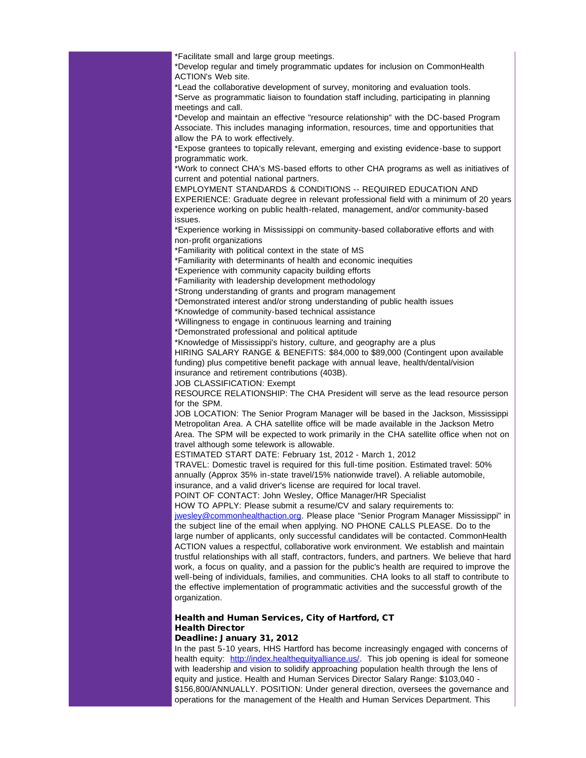*Facilitate small and large group meetings.
*Develop regular and timely programmatic updates for inclusion on CommonHealth ACTION's Web site.
*Lead the collaborative development of survey, monitoring and evaluation tools.
*Serve as programmatic liaison to foundation staff including, participating in planning meetings and call.
*Develop and maintain an effective "resource relationship" with the DC-based Program Associate. This includes managing information, resources, time and opportunities that allow the PA to work effectively.
*Expose grantees to topically relevant, emerging and existing evidence-base to support programmatic work.
*Work to connect CHA's MS-based efforts to other CHA programs as well as initiatives of current and potential national partners.
EMPLOYMENT STANDARDS & CONDITIONS -- REQUIRED EDUCATION AND EXPERIENCE: Graduate degree in relevant professional field with a minimum of 20 years experience working on public health-related, management, and/or community-based issues.
*Experience working in Mississippi on community-based collaborative efforts and with non-profit organizations
*Familiarity with political context in the state of MS
*Familiarity with determinants of health and economic inequities
*Experience with community capacity building efforts
*Familiarity with leadership development methodology
*Strong understanding of grants and program management
*Demonstrated interest and/or strong understanding of public health issues
*Knowledge of community-based technical assistance
*Willingness to engage in continuous learning and training
*Demonstrated professional and political aptitude
*Knowledge of Mississippi's history, culture, and geography are a plus
HIRING SALARY RANGE & BENEFITS: $84,000 to $89,000 (Contingent upon available funding) plus competitive benefit package with annual leave, health/dental/vision insurance and retirement contributions (403B).
JOB CLASSIFICATION: Exempt
RESOURCE RELATIONSHIP: The CHA President will serve as the lead resource person for the SPM.
JOB LOCATION: The Senior Program Manager will be based in the Jackson, Mississippi Metropolitan Area. A CHA satellite office will be made available in the Jackson Metro Area. The SPM will be expected to work primarily in the CHA satellite office when not on travel although some telework is allowable.
ESTIMATED START DATE: February 1st, 2012 - March 1, 2012
TRAVEL: Domestic travel is required for this full-time position. Estimated travel: 50% annually (Approx 35% in-state travel/15% nationwide travel). A reliable automobile, insurance, and a valid driver's license are required for local travel.
POINT OF CONTACT: John Wesley, Office Manager/HR Specialist
HOW TO APPLY: Please submit a resume/CV and salary requirements to: jwesley@commonhealthaction.org. Please place "Senior Program Manager Mississippi" in the subject line of the email when applying. NO PHONE CALLS PLEASE. Do to the large number of applicants, only successful candidates will be contacted. CommonHealth ACTION values a respectful, collaborative work environment. We establish and maintain trustful relationships with all staff, contractors, funders, and partners. We believe that hard work, a focus on quality, and a passion for the public's health are required to improve the well-being of individuals, families, and communities. CHA looks to all staff to contribute to the effective implementation of programmatic activities and the successful growth of the organization.

**Health and Human Services, City of Hartford, CT**
**Health Director**
**Deadline: January 31, 2012**

In the past 5-10 years, HHS Hartford has become increasingly engaged with concerns of health equity: http://index.healthequityalliance.us/. This job opening is ideal for someone with leadership and vision to solidify approaching population health through the lens of equity and justice. Health and Human Services Director Salary Range: $103,040 - $156,800/ANNUALLY. POSITION: Under general direction, oversees the governance and operations for the management of the Health and Human Services Department. This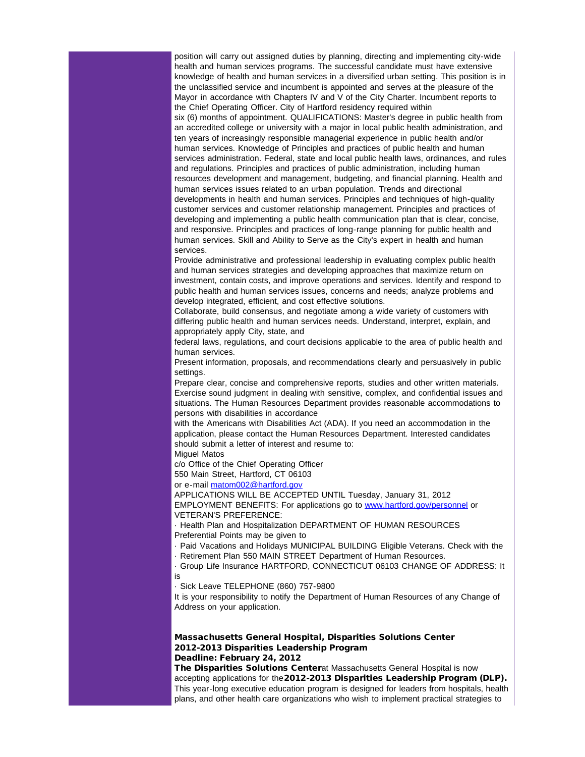position will carry out assigned duties by planning, directing and implementing city-wide health and human services programs. The successful candidate must have extensive knowledge of health and human services in a diversified urban setting. This position is in the unclassified service and incumbent is appointed and serves at the pleasure of the Mayor in accordance with Chapters IV and V of the City Charter. Incumbent reports to the Chief Operating Officer. City of Hartford residency required within six (6) months of appointment. QUALIFICATIONS: Master's degree in public health from an accredited college or university with a major in local public health administration, and ten years of increasingly responsible managerial experience in public health and/or human services. Knowledge of Principles and practices of public health and human services administration. Federal, state and local public health laws, ordinances, and rules and regulations. Principles and practices of public administration, including human resources development and management, budgeting, and financial planning. Health and human services issues related to an urban population. Trends and directional developments in health and human services. Principles and techniques of high-quality customer services and customer relationship management. Principles and practices of developing and implementing a public health communication plan that is clear, concise, and responsive. Principles and practices of long-range planning for public health and human services. Skill and Ability to Serve as the City's expert in health and human services.

Provide administrative and professional leadership in evaluating complex public health and human services strategies and developing approaches that maximize return on investment, contain costs, and improve operations and services. Identify and respond to public health and human services issues, concerns and needs; analyze problems and develop integrated, efficient, and cost effective solutions.

Collaborate, build consensus, and negotiate among a wide variety of customers with differing public health and human services needs. Understand, interpret, explain, and appropriately apply City, state, and federal laws, regulations, and court decisions applicable to the area of public health and human services.

Present information, proposals, and recommendations clearly and persuasively in public settings.

Prepare clear, concise and comprehensive reports, studies and other written materials. Exercise sound judgment in dealing with sensitive, complex, and confidential issues and situations. The Human Resources Department provides reasonable accommodations to persons with disabilities in accordance with the Americans with Disabilities Act (ADA). If you need an accommodation in the application, please contact the Human Resources Department. Interested candidates should submit a letter of interest and resume to:

Miguel Matos
c/o Office of the Chief Operating Officer
550 Main Street, Hartford, CT 06103
or e-mail matom002@hartford.gov

APPLICATIONS WILL BE ACCEPTED UNTIL Tuesday, January 31, 2012
EMPLOYMENT BENEFITS: For applications go to www.hartford.gov/personnel or VETERAN'S PREFERENCE:

· Health Plan and Hospitalization DEPARTMENT OF HUMAN RESOURCES
Preferential Points may be given to
· Paid Vacations and Holidays MUNICIPAL BUILDING Eligible Veterans. Check with the
· Retirement Plan 550 MAIN STREET Department of Human Resources.
· Group Life Insurance HARTFORD, CONNECTICUT 06103 CHANGE OF ADDRESS: It is
· Sick Leave TELEPHONE (860) 757-9800

It is your responsibility to notify the Department of Human Resources of any Change of Address on your application.

**Massachusetts General Hospital, Disparities Solutions Center**
**2012-2013 Disparities Leadership Program**
**Deadline: February 24, 2012**

**The Disparities Solutions Center** at Massachusetts General Hospital is now accepting applications for the **2012-2013 Disparities Leadership Program (DLP).** This year-long executive education program is designed for leaders from hospitals, health plans, and other health care organizations who wish to implement practical strategies to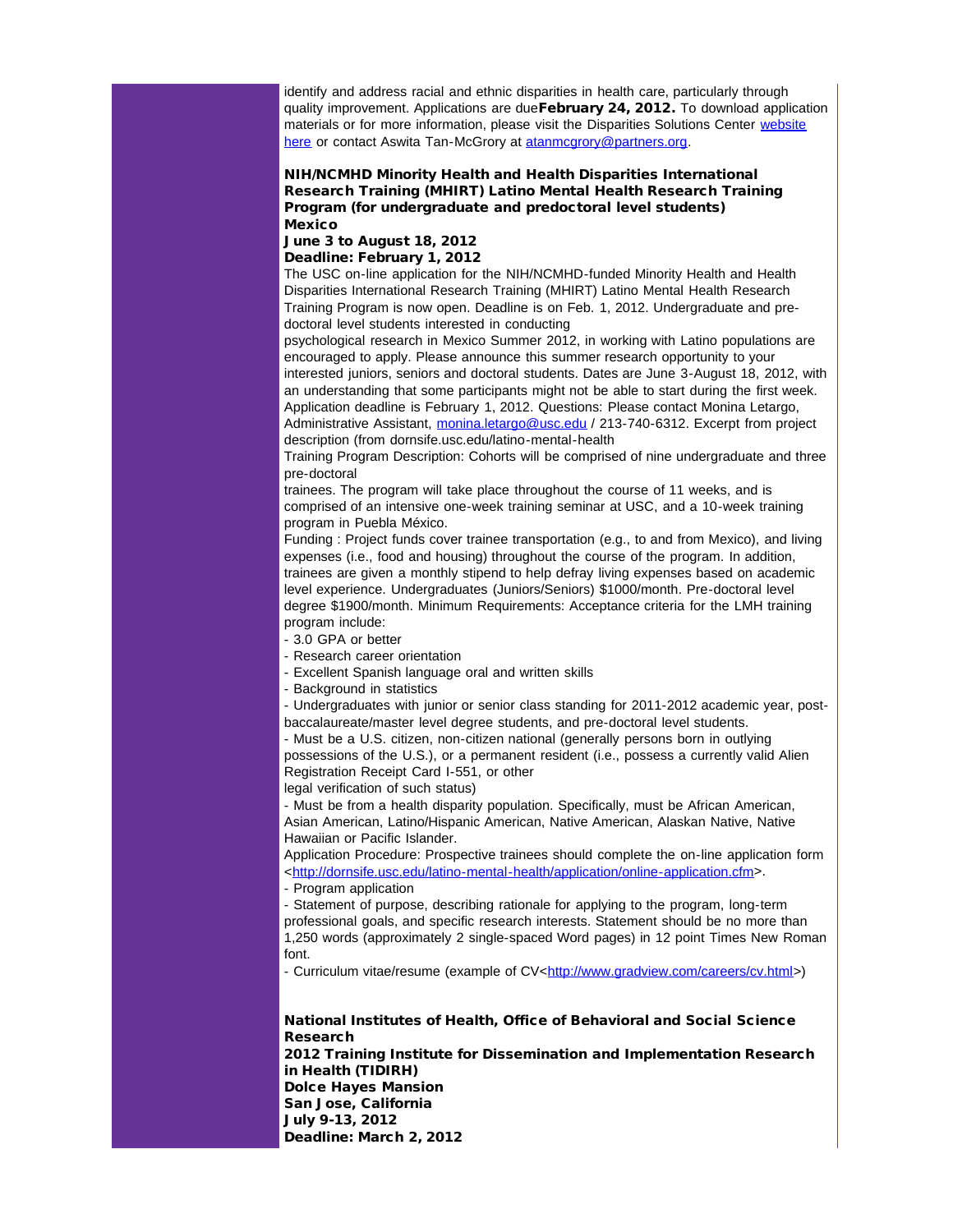identify and address racial and ethnic disparities in health care, particularly through quality improvement. Applications are due **February 24, 2012.** To download application materials or for more information, please visit the Disparities Solutions Center [website here](#) or contact Aswita Tan-McGrory at [atanmcgrory@partners.org](mailto:atanmcgrory@partners.org).

**NIH/NCMHD Minority Health and Health Disparities International Research Training (MHIRT) Latino Mental Health Research Training Program (for undergraduate and predoctoral level students)**
**Mexico**
**June 3 to August 18, 2012**
**Deadline: February 1, 2012**

The USC on-line application for the NIH/NCMHD-funded Minority Health and Health Disparities International Research Training (MHIRT) Latino Mental Health Research Training Program is now open. Deadline is on Feb. 1, 2012. Undergraduate and pre-doctoral level students interested in conducting psychological research in Mexico Summer 2012, in working with Latino populations are encouraged to apply. Please announce this summer research opportunity to your interested juniors, seniors and doctoral students. Dates are June 3-August 18, 2012, with an understanding that some participants might not be able to start during the first week. Application deadline is February 1, 2012. Questions: Please contact Monina Letargo, Administrative Assistant, [monina.letargo@usc.edu](mailto:monina.letargo@usc.edu) / 213-740-6312. Excerpt from project description (from dornsife.usc.edu/latino-mental-health

Training Program Description: Cohorts will be comprised of nine undergraduate and three pre-doctoral trainees. The program will take place throughout the course of 11 weeks, and is comprised of an intensive one-week training seminar at USC, and a 10-week training program in Puebla México.

Funding : Project funds cover trainee transportation (e.g., to and from Mexico), and living expenses (i.e., food and housing) throughout the course of the program. In addition, trainees are given a monthly stipend to help defray living expenses based on academic level experience. Undergraduates (Juniors/Seniors) $1000/month. Pre-doctoral level degree $1900/month. Minimum Requirements: Acceptance criteria for the LMH training program include:

- 3.0 GPA or better
- Research career orientation
- Excellent Spanish language oral and written skills
- Background in statistics
- Undergraduates with junior or senior class standing for 2011-2012 academic year, post-baccalaureate/master level degree students, and pre-doctoral level students.
- Must be a U.S. citizen, non-citizen national (generally persons born in outlying possessions of the U.S.), or a permanent resident (i.e., possess a currently valid Alien Registration Receipt Card I-551, or other legal verification of such status)
- Must be from a health disparity population. Specifically, must be African American, Asian American, Latino/Hispanic American, Native American, Alaskan Native, Native Hawaiian or Pacific Islander.

Application Procedure: Prospective trainees should complete the on-line application form <[http://dornsife.usc.edu/latino-mental-health/application/online-application.cfm](http://dornsife.usc.edu/latino-mental-health/application/online-application.cfm)>.

- Program application
- Statement of purpose, describing rationale for applying to the program, long-term professional goals, and specific research interests. Statement should be no more than 1,250 words (approximately 2 single-spaced Word pages) in 12 point Times New Roman font.
- Curriculum vitae/resume (example of CV<[http://www.gradview.com/careers/cv.html](http://www.gradview.com/careers/cv.html)>)

**National Institutes of Health, Office of Behavioral and Social Science Research**
**2012 Training Institute for Dissemination and Implementation Research in Health (TIDIRH)**
**Dolce Hayes Mansion**
**San Jose, California**
**July 9-13, 2012**
**Deadline: March 2, 2012**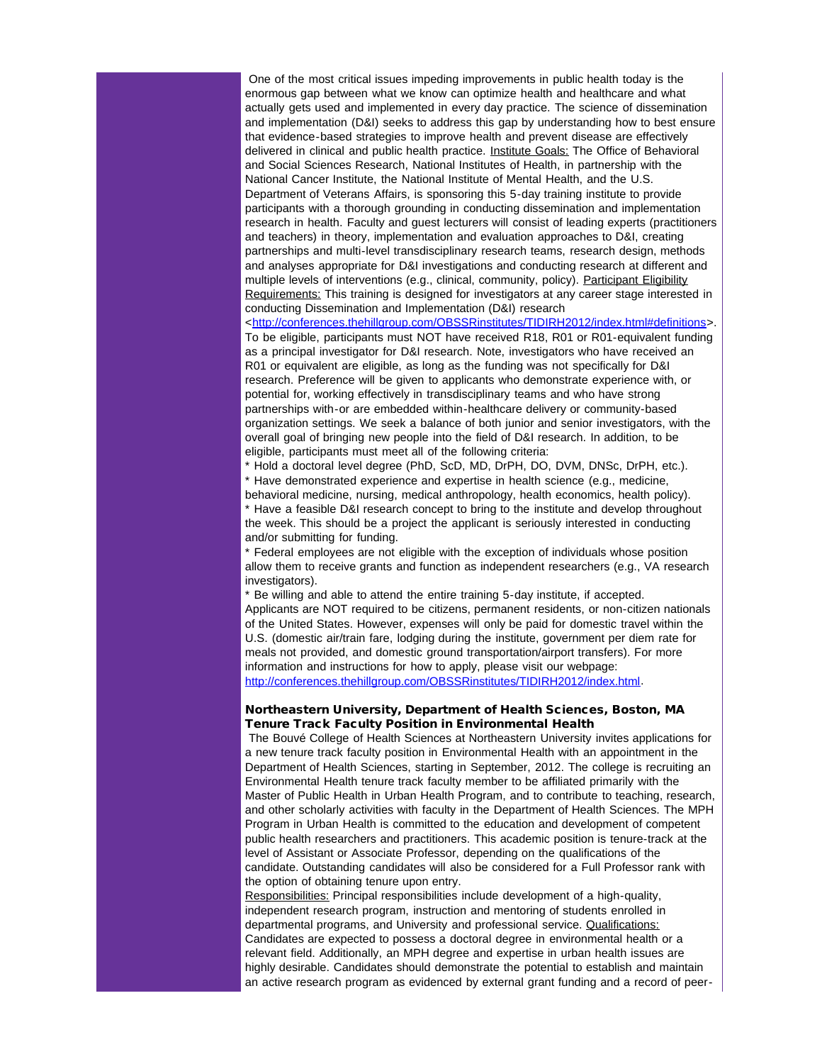One of the most critical issues impeding improvements in public health today is the enormous gap between what we know can optimize health and healthcare and what actually gets used and implemented in every day practice. The science of dissemination and implementation (D&I) seeks to address this gap by understanding how to best ensure that evidence-based strategies to improve health and prevent disease are effectively delivered in clinical and public health practice. Institute Goals: The Office of Behavioral and Social Sciences Research, National Institutes of Health, in partnership with the National Cancer Institute, the National Institute of Mental Health, and the U.S. Department of Veterans Affairs, is sponsoring this 5-day training institute to provide participants with a thorough grounding in conducting dissemination and implementation research in health. Faculty and guest lecturers will consist of leading experts (practitioners and teachers) in theory, implementation and evaluation approaches to D&I, creating partnerships and multi-level transdisciplinary research teams, research design, methods and analyses appropriate for D&I investigations and conducting research at different and multiple levels of interventions (e.g., clinical, community, policy). Participant Eligibility Requirements: This training is designed for investigators at any career stage interested in conducting Dissemination and Implementation (D&I) research <http://conferences.thehillgroup.com/OBSSRinstitutes/TIDIRH2012/index.html#definitions>. To be eligible, participants must NOT have received R18, R01 or R01-equivalent funding as a principal investigator for D&I research. Note, investigators who have received an R01 or equivalent are eligible, as long as the funding was not specifically for D&I research. Preference will be given to applicants who demonstrate experience with, or potential for, working effectively in transdisciplinary teams and who have strong partnerships with-or are embedded within-healthcare delivery or community-based organization settings. We seek a balance of both junior and senior investigators, with the overall goal of bringing new people into the field of D&I research. In addition, to be eligible, participants must meet all of the following criteria:

* Hold a doctoral level degree (PhD, ScD, MD, DrPH, DO, DVM, DNSc, DrPH, etc.).
* Have demonstrated experience and expertise in health science (e.g., medicine, behavioral medicine, nursing, medical anthropology, health economics, health policy).
* Have a feasible D&I research concept to bring to the institute and develop throughout the week. This should be a project the applicant is seriously interested in conducting and/or submitting for funding.
* Federal employees are not eligible with the exception of individuals whose position allow them to receive grants and function as independent researchers (e.g., VA research investigators).
* Be willing and able to attend the entire training 5-day institute, if accepted.

Applicants are NOT required to be citizens, permanent residents, or non-citizen nationals of the United States. However, expenses will only be paid for domestic travel within the U.S. (domestic air/train fare, lodging during the institute, government per diem rate for meals not provided, and domestic ground transportation/airport transfers). For more information and instructions for how to apply, please visit our webpage: http://conferences.thehillgroup.com/OBSSRinstitutes/TIDIRH2012/index.html.

**Northeastern University, Department of Health Sciences, Boston, MA**
**Tenure Track Faculty Position in Environmental Health**

The Bouvé College of Health Sciences at Northeastern University invites applications for a new tenure track faculty position in Environmental Health with an appointment in the Department of Health Sciences, starting in September, 2012. The college is recruiting an Environmental Health tenure track faculty member to be affiliated primarily with the Master of Public Health in Urban Health Program, and to contribute to teaching, research, and other scholarly activities with faculty in the Department of Health Sciences. The MPH Program in Urban Health is committed to the education and development of competent public health researchers and practitioners. This academic position is tenure-track at the level of Assistant or Associate Professor, depending on the qualifications of the candidate. Outstanding candidates will also be considered for a Full Professor rank with the option of obtaining tenure upon entry.

Responsibilities: Principal responsibilities include development of a high-quality, independent research program, instruction and mentoring of students enrolled in departmental programs, and University and professional service. Qualifications: Candidates are expected to possess a doctoral degree in environmental health or a relevant field. Additionally, an MPH degree and expertise in urban health issues are highly desirable. Candidates should demonstrate the potential to establish and maintain an active research program as evidenced by external grant funding and a record of peer-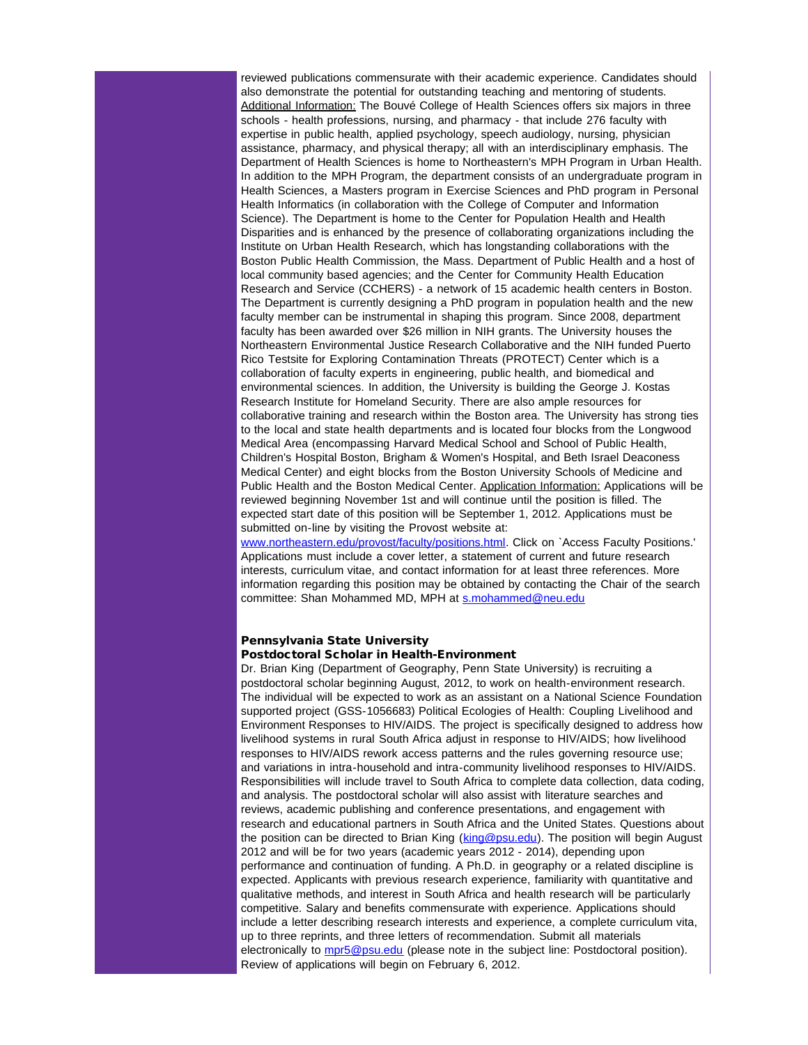reviewed publications commensurate with their academic experience. Candidates should also demonstrate the potential for outstanding teaching and mentoring of students. Additional Information: The Bouvé College of Health Sciences offers six majors in three schools - health professions, nursing, and pharmacy - that include 276 faculty with expertise in public health, applied psychology, speech audiology, nursing, physician assistance, pharmacy, and physical therapy; all with an interdisciplinary emphasis. The Department of Health Sciences is home to Northeastern's MPH Program in Urban Health. In addition to the MPH Program, the department consists of an undergraduate program in Health Sciences, a Masters program in Exercise Sciences and PhD program in Personal Health Informatics (in collaboration with the College of Computer and Information Science). The Department is home to the Center for Population Health and Health Disparities and is enhanced by the presence of collaborating organizations including the Institute on Urban Health Research, which has longstanding collaborations with the Boston Public Health Commission, the Mass. Department of Public Health and a host of local community based agencies; and the Center for Community Health Education Research and Service (CCHERS) - a network of 15 academic health centers in Boston. The Department is currently designing a PhD program in population health and the new faculty member can be instrumental in shaping this program. Since 2008, department faculty has been awarded over $26 million in NIH grants. The University houses the Northeastern Environmental Justice Research Collaborative and the NIH funded Puerto Rico Testsite for Exploring Contamination Threats (PROTECT) Center which is a collaboration of faculty experts in engineering, public health, and biomedical and environmental sciences. In addition, the University is building the George J. Kostas Research Institute for Homeland Security. There are also ample resources for collaborative training and research within the Boston area. The University has strong ties to the local and state health departments and is located four blocks from the Longwood Medical Area (encompassing Harvard Medical School and School of Public Health, Children's Hospital Boston, Brigham & Women's Hospital, and Beth Israel Deaconess Medical Center) and eight blocks from the Boston University Schools of Medicine and Public Health and the Boston Medical Center. Application Information: Applications will be reviewed beginning November 1st and will continue until the position is filled. The expected start date of this position will be September 1, 2012. Applications must be submitted on-line by visiting the Provost website at: [www.northeastern.edu/provost/faculty/positions.html](www.northeastern.edu/provost/faculty/positions.html). Click on `Access Faculty Positions.' Applications must include a cover letter, a statement of current and future research interests, curriculum vitae, and contact information for at least three references. More information regarding this position may be obtained by contacting the Chair of the search committee: Shan Mohammed MD, MPH at [s.mohammed@neu.edu](mailto:s.mohammed@neu.edu)

**Pennsylvania State University**
**Postdoctoral Scholar in Health-Environment**

Dr. Brian King (Department of Geography, Penn State University) is recruiting a postdoctoral scholar beginning August, 2012, to work on health-environment research. The individual will be expected to work as an assistant on a National Science Foundation supported project (GSS-1056683) Political Ecologies of Health: Coupling Livelihood and Environment Responses to HIV/AIDS. The project is specifically designed to address how livelihood systems in rural South Africa adjust in response to HIV/AIDS; how livelihood responses to HIV/AIDS rework access patterns and the rules governing resource use; and variations in intra-household and intra-community livelihood responses to HIV/AIDS. Responsibilities will include travel to South Africa to complete data collection, data coding, and analysis. The postdoctoral scholar will also assist with literature searches and reviews, academic publishing and conference presentations, and engagement with research and educational partners in South Africa and the United States. Questions about the position can be directed to Brian King ([king@psu.edu](mailto:king@psu.edu)). The position will begin August 2012 and will be for two years (academic years 2012 - 2014), depending upon performance and continuation of funding. A Ph.D. in geography or a related discipline is expected. Applicants with previous research experience, familiarity with quantitative and qualitative methods, and interest in South Africa and health research will be particularly competitive. Salary and benefits commensurate with experience. Applications should include a letter describing research interests and experience, a complete curriculum vita, up to three reprints, and three letters of recommendation. Submit all materials electronically to [mpr5@psu.edu](mailto:mpr5@psu.edu) (please note in the subject line: Postdoctoral position). Review of applications will begin on February 6, 2012.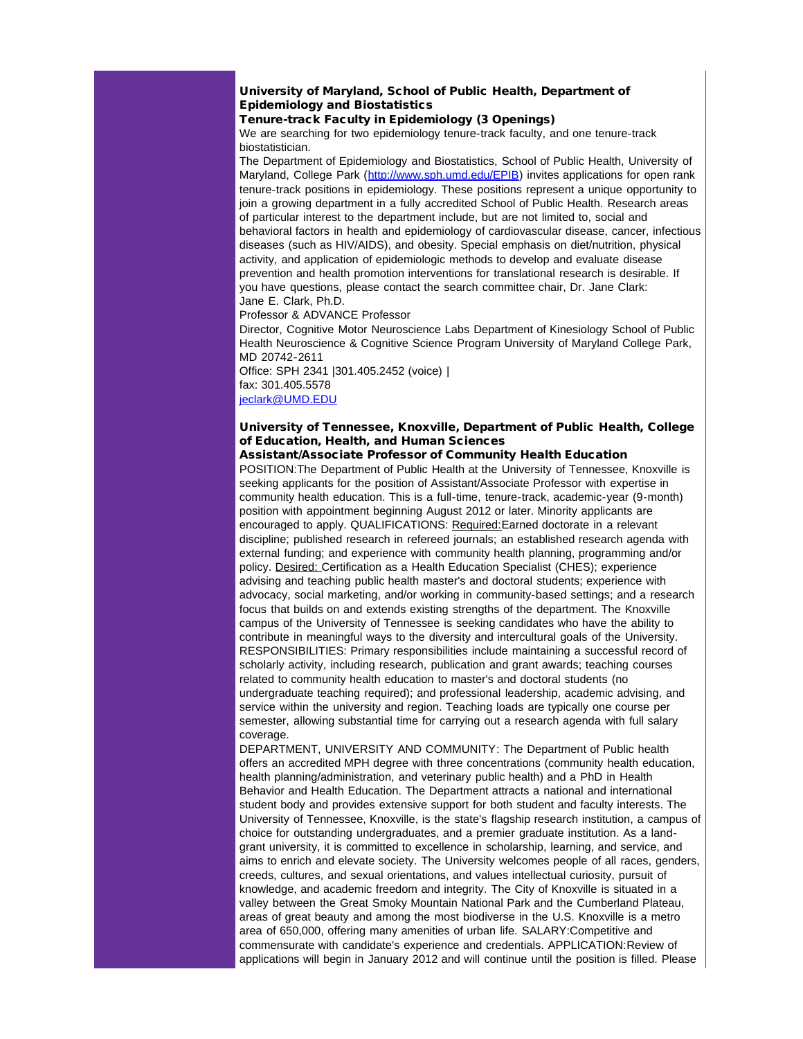### University of Maryland, School of Public Health, Department of Epidemiology and Biostatistics

#### Tenure-track Faculty in Epidemiology (3 Openings)

We are searching for two epidemiology tenure-track faculty, and one tenure-track biostatistician.

The Department of Epidemiology and Biostatistics, School of Public Health, University of Maryland, College Park ([http://www.sph.umd.edu/EPIB](http://www.sph.umd.edu/EPIB)) invites applications for open rank tenure-track positions in epidemiology. These positions represent a unique opportunity to join a growing department in a fully accredited School of Public Health. Research areas of particular interest to the department include, but are not limited to, social and behavioral factors in health and epidemiology of cardiovascular disease, cancer, infectious diseases (such as HIV/AIDS), and obesity. Special emphasis on diet/nutrition, physical activity, and application of epidemiologic methods to develop and evaluate disease prevention and health promotion interventions for translational research is desirable. If you have questions, please contact the search committee chair, Dr. Jane Clark:

Jane E. Clark, Ph.D.

Professor & ADVANCE Professor

Director, Cognitive Motor Neuroscience Labs Department of Kinesiology School of Public Health Neuroscience & Cognitive Science Program University of Maryland College Park, MD 20742-2611

Office: SPH 2341 |301.405.2452 (voice) |

fax: 301.405.5578

[jeclark@UMD.EDU](mailto:jeclark@UMD.EDU)

### University of Tennessee, Knoxville, Department of Public Health, College of Education, Health, and Human Sciences

#### Assistant/Associate Professor of Community Health Education

POSITION:The Department of Public Health at the University of Tennessee, Knoxville is seeking applicants for the position of Assistant/Associate Professor with expertise in community health education. This is a full-time, tenure-track, academic-year (9-month) position with appointment beginning August 2012 or later. Minority applicants are encouraged to apply. QUALIFICATIONS: Required:Earned doctorate in a relevant discipline; published research in refereed journals; an established research agenda with external funding; and experience with community health planning, programming and/or policy. Desired: Certification as a Health Education Specialist (CHES); experience advising and teaching public health master's and doctoral students; experience with advocacy, social marketing, and/or working in community-based settings; and a research focus that builds on and extends existing strengths of the department. The Knoxville campus of the University of Tennessee is seeking candidates who have the ability to contribute in meaningful ways to the diversity and intercultural goals of the University. RESPONSIBILITIES: Primary responsibilities include maintaining a successful record of scholarly activity, including research, publication and grant awards; teaching courses related to community health education to master's and doctoral students (no undergraduate teaching required); and professional leadership, academic advising, and service within the university and region. Teaching loads are typically one course per semester, allowing substantial time for carrying out a research agenda with full salary coverage.

DEPARTMENT, UNIVERSITY AND COMMUNITY: The Department of Public health offers an accredited MPH degree with three concentrations (community health education, health planning/administration, and veterinary public health) and a PhD in Health Behavior and Health Education. The Department attracts a national and international student body and provides extensive support for both student and faculty interests. The University of Tennessee, Knoxville, is the state's flagship research institution, a campus of choice for outstanding undergraduates, and a premier graduate institution. As a land-grant university, it is committed to excellence in scholarship, learning, and service, and aims to enrich and elevate society. The University welcomes people of all races, genders, creeds, cultures, and sexual orientations, and values intellectual curiosity, pursuit of knowledge, and academic freedom and integrity. The City of Knoxville is situated in a valley between the Great Smoky Mountain National Park and the Cumberland Plateau, areas of great beauty and among the most biodiverse in the U.S. Knoxville is a metro area of 650,000, offering many amenities of urban life. SALARY:Competitive and commensurate with candidate's experience and credentials. APPLICATION:Review of applications will begin in January 2012 and will continue until the position is filled. Please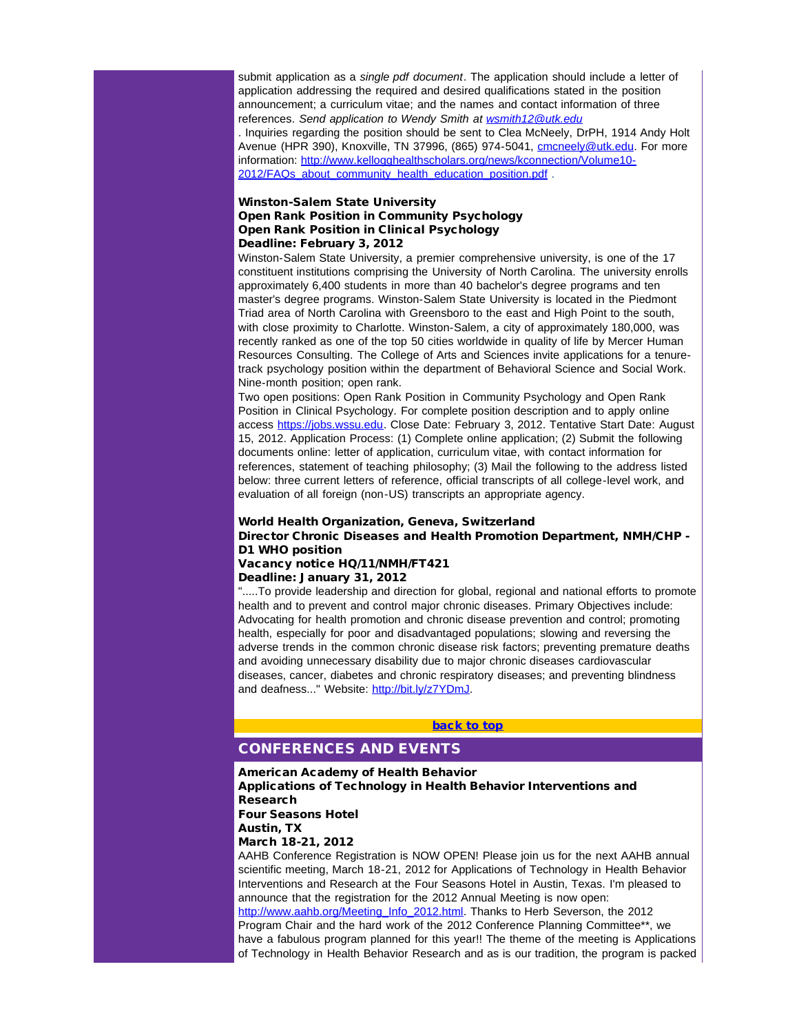submit application as a *single pdf document*. The application should include a letter of application addressing the required and desired qualifications stated in the position announcement; a curriculum vitae; and the names and contact information of three references. *Send application to Wendy Smith at wsmith12@utk.edu*
. Inquiries regarding the position should be sent to Clea McNeely, DrPH, 1914 Andy Holt Avenue (HPR 390), Knoxville, TN 37996, (865) 974-5041, cmcneely@utk.edu. For more information: http://www.kellogghealthscholars.org/news/kconnection/Volume10-2012/FAQs_about_community_health_education_position.pdf .

**Winston-Salem State University**
**Open Rank Position in Community Psychology**
**Open Rank Position in Clinical Psychology**
**Deadline: February 3, 2012**

Winston-Salem State University, a premier comprehensive university, is one of the 17 constituent institutions comprising the University of North Carolina. The university enrolls approximately 6,400 students in more than 40 bachelor's degree programs and ten master's degree programs. Winston-Salem State University is located in the Piedmont Triad area of North Carolina with Greensboro to the east and High Point to the south, with close proximity to Charlotte. Winston-Salem, a city of approximately 180,000, was recently ranked as one of the top 50 cities worldwide in quality of life by Mercer Human Resources Consulting. The College of Arts and Sciences invite applications for a tenure-track psychology position within the department of Behavioral Science and Social Work. Nine-month position; open rank.

Two open positions: Open Rank Position in Community Psychology and Open Rank Position in Clinical Psychology. For complete position description and to apply online access https://jobs.wssu.edu. Close Date: February 3, 2012. Tentative Start Date: August 15, 2012. Application Process: (1) Complete online application; (2) Submit the following documents online: letter of application, curriculum vitae, with contact information for references, statement of teaching philosophy; (3) Mail the following to the address listed below: three current letters of reference, official transcripts of all college-level work, and evaluation of all foreign (non-US) transcripts an appropriate agency.

**World Health Organization, Geneva, Switzerland**
**Director Chronic Diseases and Health Promotion Department, NMH/CHP - D1 WHO position**
**Vacancy notice HQ/11/NMH/FT421**
**Deadline: January 31, 2012**

".....To provide leadership and direction for global, regional and national efforts to promote health and to prevent and control major chronic diseases. Primary Objectives include: Advocating for health promotion and chronic disease prevention and control; promoting health, especially for poor and disadvantaged populations; slowing and reversing the adverse trends in the common chronic disease risk factors; preventing premature deaths and avoiding unnecessary disability due to major chronic diseases cardiovascular diseases, cancer, diabetes and chronic respiratory diseases; and preventing blindness and deafness..." Website: http://bit.ly/z7YDmJ.

**back to top**

## CONFERENCES AND EVENTS

**American Academy of Health Behavior**
**Applications of Technology in Health Behavior Interventions and Research**
**Four Seasons Hotel**
**Austin, TX**
**March 18-21, 2012**

AAHB Conference Registration is NOW OPEN! Please join us for the next AAHB annual scientific meeting, March 18-21, 2012 for Applications of Technology in Health Behavior Interventions and Research at the Four Seasons Hotel in Austin, Texas. I'm pleased to announce that the registration for the 2012 Annual Meeting is now open: http://www.aahb.org/Meeting_Info_2012.html. Thanks to Herb Severson, the 2012 Program Chair and the hard work of the 2012 Conference Planning Committee**, we have a fabulous program planned for this year!! The theme of the meeting is Applications of Technology in Health Behavior Research and as is our tradition, the program is packed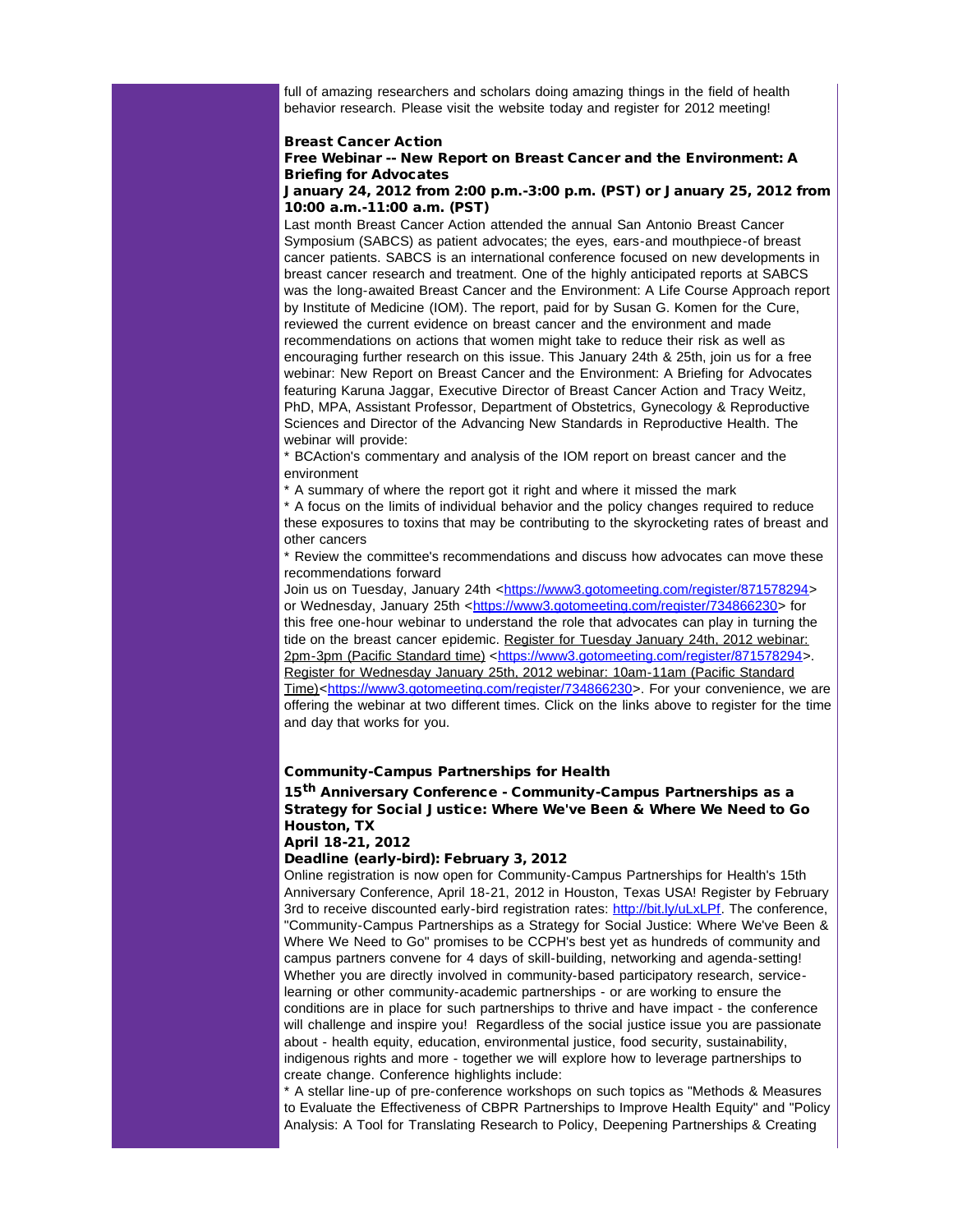full of amazing researchers and scholars doing amazing things in the field of health behavior research. Please visit the website today and register for 2012 meeting!

**Breast Cancer Action**
**Free Webinar -- New Report on Breast Cancer and the Environment: A Briefing for Advocates**
**January 24, 2012 from 2:00 p.m.-3:00 p.m. (PST) or January 25, 2012 from 10:00 a.m.-11:00 a.m. (PST)**

Last month Breast Cancer Action attended the annual San Antonio Breast Cancer Symposium (SABCS) as patient advocates; the eyes, ears-and mouthpiece-of breast cancer patients. SABCS is an international conference focused on new developments in breast cancer research and treatment. One of the highly anticipated reports at SABCS was the long-awaited Breast Cancer and the Environment: A Life Course Approach report by Institute of Medicine (IOM). The report, paid for by Susan G. Komen for the Cure, reviewed the current evidence on breast cancer and the environment and made recommendations on actions that women might take to reduce their risk as well as encouraging further research on this issue. This January 24th & 25th, join us for a free webinar: New Report on Breast Cancer and the Environment: A Briefing for Advocates featuring Karuna Jaggar, Executive Director of Breast Cancer Action and Tracy Weitz, PhD, MPA, Assistant Professor, Department of Obstetrics, Gynecology & Reproductive Sciences and Director of the Advancing New Standards in Reproductive Health. The webinar will provide:

* BCAction's commentary and analysis of the IOM report on breast cancer and the environment
* A summary of where the report got it right and where it missed the mark
* A focus on the limits of individual behavior and the policy changes required to reduce these exposures to toxins that may be contributing to the skyrocketing rates of breast and other cancers
* Review the committee's recommendations and discuss how advocates can move these recommendations forward

Join us on Tuesday, January 24th <https://www3.gotomeeting.com/register/871578294> or Wednesday, January 25th <https://www3.gotomeeting.com/register/734866230> for this free one-hour webinar to understand the role that advocates can play in turning the tide on the breast cancer epidemic. Register for Tuesday January 24th, 2012 webinar: 2pm-3pm (Pacific Standard time) <https://www3.gotomeeting.com/register/871578294>. Register for Wednesday January 25th, 2012 webinar: 10am-11am (Pacific Standard Time)<https://www3.gotomeeting.com/register/734866230>. For your convenience, we are offering the webinar at two different times. Click on the links above to register for the time and day that works for you.

**Community-Campus Partnerships for Health**
**15th Anniversary Conference - Community-Campus Partnerships as a Strategy for Social Justice: Where We've Been & Where We Need to Go Houston, TX**
**April 18-21, 2012**
**Deadline (early-bird): February 3, 2012**

Online registration is now open for Community-Campus Partnerships for Health's 15th Anniversary Conference, April 18-21, 2012 in Houston, Texas USA! Register by February 3rd to receive discounted early-bird registration rates: http://bit.ly/uLxLPf. The conference, "Community-Campus Partnerships as a Strategy for Social Justice: Where We've Been & Where We Need to Go" promises to be CCPH's best yet as hundreds of community and campus partners convene for 4 days of skill-building, networking and agenda-setting! Whether you are directly involved in community-based participatory research, service-learning or other community-academic partnerships - or are working to ensure the conditions are in place for such partnerships to thrive and have impact - the conference will challenge and inspire you! Regardless of the social justice issue you are passionate about - health equity, education, environmental justice, food security, sustainability, indigenous rights and more - together we will explore how to leverage partnerships to create change. Conference highlights include:

* A stellar line-up of pre-conference workshops on such topics as "Methods & Measures to Evaluate the Effectiveness of CBPR Partnerships to Improve Health Equity" and "Policy Analysis: A Tool for Translating Research to Policy, Deepening Partnerships & Creating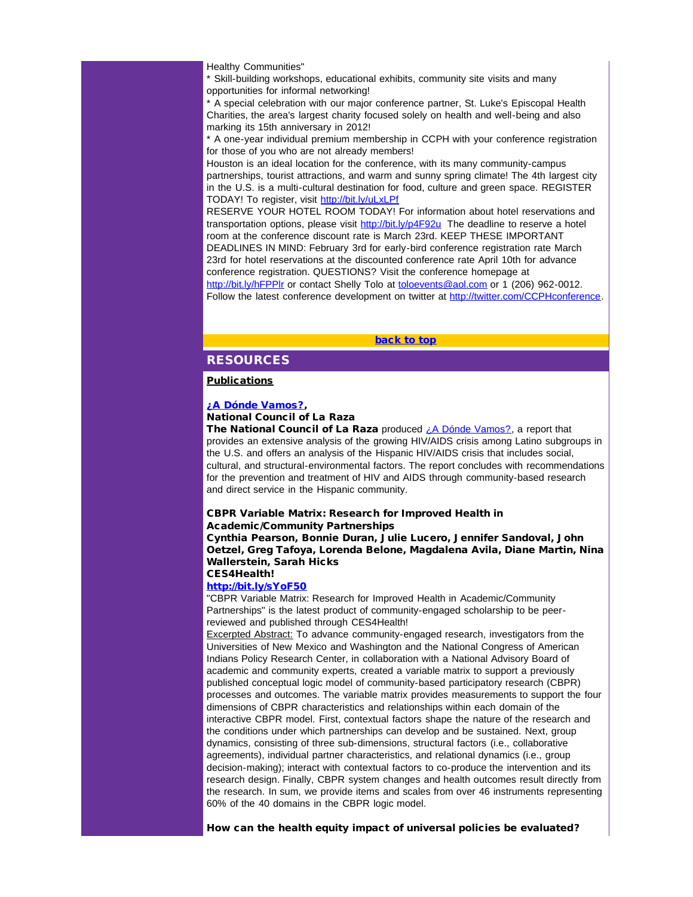Healthy Communities"
* Skill-building workshops, educational exhibits, community site visits and many opportunities for informal networking!
* A special celebration with our major conference partner, St. Luke's Episcopal Health Charities, the area's largest charity focused solely on health and well-being and also marking its 15th anniversary in 2012!
* A one-year individual premium membership in CCPH with your conference registration for those of you who are not already members!
Houston is an ideal location for the conference, with its many community-campus partnerships, tourist attractions, and warm and sunny spring climate! The 4th largest city in the U.S. is a multi-cultural destination for food, culture and green space. REGISTER TODAY! To register, visit http://bit.ly/uLxLPf
RESERVE YOUR HOTEL ROOM TODAY! For information about hotel reservations and transportation options, please visit http://bit.ly/p4F92u The deadline to reserve a hotel room at the conference discount rate is March 23rd. KEEP THESE IMPORTANT DEADLINES IN MIND: February 3rd for early-bird conference registration rate March 23rd for hotel reservations at the discounted conference rate April 10th for advance conference registration. QUESTIONS? Visit the conference homepage at http://bit.ly/hFPPlr or contact Shelly Tolo at toloevents@aol.com or 1 (206) 962-0012. Follow the latest conference development on twitter at http://twitter.com/CCPHconference.

**back to top**

## RESOURCES

### Publications

**¿A Dónde Vamos?,**
**National Council of La Raza**
**The National Council of La Raza** produced ¿A Dónde Vamos?, a report that provides an extensive analysis of the growing HIV/AIDS crisis among Latino subgroups in the U.S. and offers an analysis of the Hispanic HIV/AIDS crisis that includes social, cultural, and structural-environmental factors. The report concludes with recommendations for the prevention and treatment of HIV and AIDS through community-based research and direct service in the Hispanic community.

**CBPR Variable Matrix: Research for Improved Health in Academic/Community Partnerships**
**Cynthia Pearson, Bonnie Duran, Julie Lucero, Jennifer Sandoval, John Oetzel, Greg Tafoya, Lorenda Belone, Magdalena Avila, Diane Martin, Nina Wallerstein, Sarah Hicks**
**CES4Health!**
**http://bit.ly/sYoF50**
"CBPR Variable Matrix: Research for Improved Health in Academic/Community Partnerships" is the latest product of community-engaged scholarship to be peer-reviewed and published through CES4Health!
Excerpted Abstract: To advance community-engaged research, investigators from the Universities of New Mexico and Washington and the National Congress of American Indians Policy Research Center, in collaboration with a National Advisory Board of academic and community experts, created a variable matrix to support a previously published conceptual logic model of community-based participatory research (CBPR) processes and outcomes. The variable matrix provides measurements to support the four dimensions of CBPR characteristics and relationships within each domain of the interactive CBPR model. First, contextual factors shape the nature of the research and the conditions under which partnerships can develop and be sustained. Next, group dynamics, consisting of three sub-dimensions, structural factors (i.e., collaborative agreements), individual partner characteristics, and relational dynamics (i.e., group decision-making); interact with contextual factors to co-produce the intervention and its research design. Finally, CBPR system changes and health outcomes result directly from the research. In sum, we provide items and scales from over 46 instruments representing 60% of the 40 domains in the CBPR logic model.

**How can the health equity impact of universal policies be evaluated?**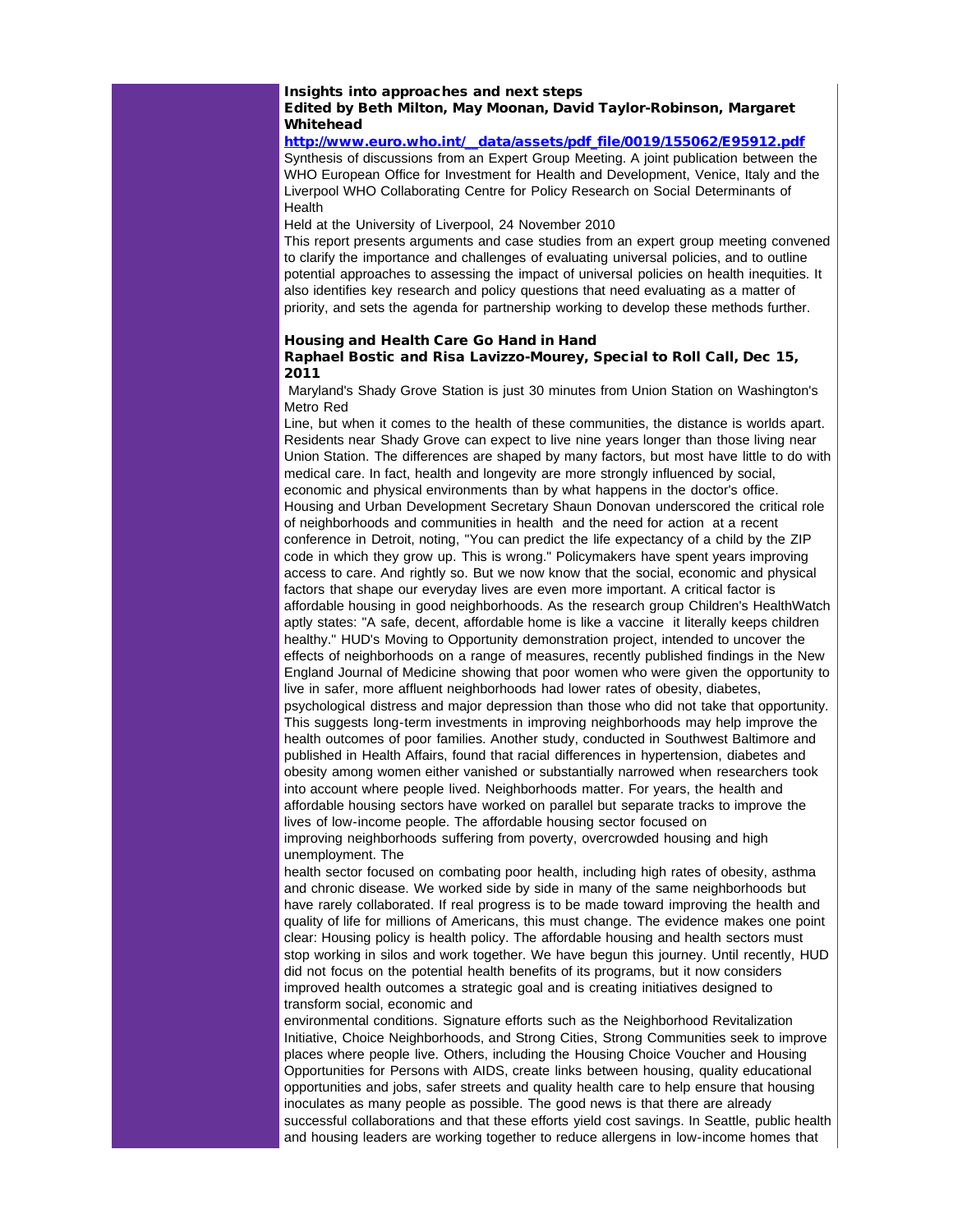**Insights into approaches and next steps**
**Edited by Beth Milton, May Moonan, David Taylor-Robinson, Margaret Whitehead**

**http://www.euro.who.int/__data/assets/pdf_file/0019/155062/E95912.pdf**

Synthesis of discussions from an Expert Group Meeting. A joint publication between the WHO European Office for Investment for Health and Development, Venice, Italy and the Liverpool WHO Collaborating Centre for Policy Research on Social Determinants of Health

Held at the University of Liverpool, 24 November 2010

This report presents arguments and case studies from an expert group meeting convened to clarify the importance and challenges of evaluating universal policies, and to outline potential approaches to assessing the impact of universal policies on health inequities. It also identifies key research and policy questions that need evaluating as a matter of priority, and sets the agenda for partnership working to develop these methods further.

**Housing and Health Care Go Hand in Hand**
**Raphael Bostic and Risa Lavizzo-Mourey, Special to Roll Call, Dec 15, 2011**

Maryland's Shady Grove Station is just 30 minutes from Union Station on Washington's Metro Red Line, but when it comes to the health of these communities, the distance is worlds apart. Residents near Shady Grove can expect to live nine years longer than those living near Union Station. The differences are shaped by many factors, but most have little to do with medical care. In fact, health and longevity are more strongly influenced by social, economic and physical environments than by what happens in the doctor's office. Housing and Urban Development Secretary Shaun Donovan underscored the critical role of neighborhoods and communities in health and the need for action at a recent conference in Detroit, noting, "You can predict the life expectancy of a child by the ZIP code in which they grow up. This is wrong." Policymakers have spent years improving access to care. And rightly so. But we now know that the social, economic and physical factors that shape our everyday lives are even more important. A critical factor is affordable housing in good neighborhoods. As the research group Children's HealthWatch aptly states: "A safe, decent, affordable home is like a vaccine it literally keeps children healthy." HUD's Moving to Opportunity demonstration project, intended to uncover the effects of neighborhoods on a range of measures, recently published findings in the New England Journal of Medicine showing that poor women who were given the opportunity to live in safer, more affluent neighborhoods had lower rates of obesity, diabetes, psychological distress and major depression than those who did not take that opportunity. This suggests long-term investments in improving neighborhoods may help improve the health outcomes of poor families. Another study, conducted in Southwest Baltimore and published in Health Affairs, found that racial differences in hypertension, diabetes and obesity among women either vanished or substantially narrowed when researchers took into account where people lived. Neighborhoods matter. For years, the health and affordable housing sectors have worked on parallel but separate tracks to improve the lives of low-income people. The affordable housing sector focused on improving neighborhoods suffering from poverty, overcrowded housing and high unemployment. The health sector focused on combating poor health, including high rates of obesity, asthma and chronic disease. We worked side by side in many of the same neighborhoods but have rarely collaborated. If real progress is to be made toward improving the health and quality of life for millions of Americans, this must change. The evidence makes one point clear: Housing policy is health policy. The affordable housing and health sectors must stop working in silos and work together. We have begun this journey. Until recently, HUD did not focus on the potential health benefits of its programs, but it now considers improved health outcomes a strategic goal and is creating initiatives designed to transform social, economic and environmental conditions. Signature efforts such as the Neighborhood Revitalization Initiative, Choice Neighborhoods, and Strong Cities, Strong Communities seek to improve places where people live. Others, including the Housing Choice Voucher and Housing Opportunities for Persons with AIDS, create links between housing, quality educational opportunities and jobs, safer streets and quality health care to help ensure that housing inoculates as many people as possible. The good news is that there are already successful collaborations and that these efforts yield cost savings. In Seattle, public health and housing leaders are working together to reduce allergens in low-income homes that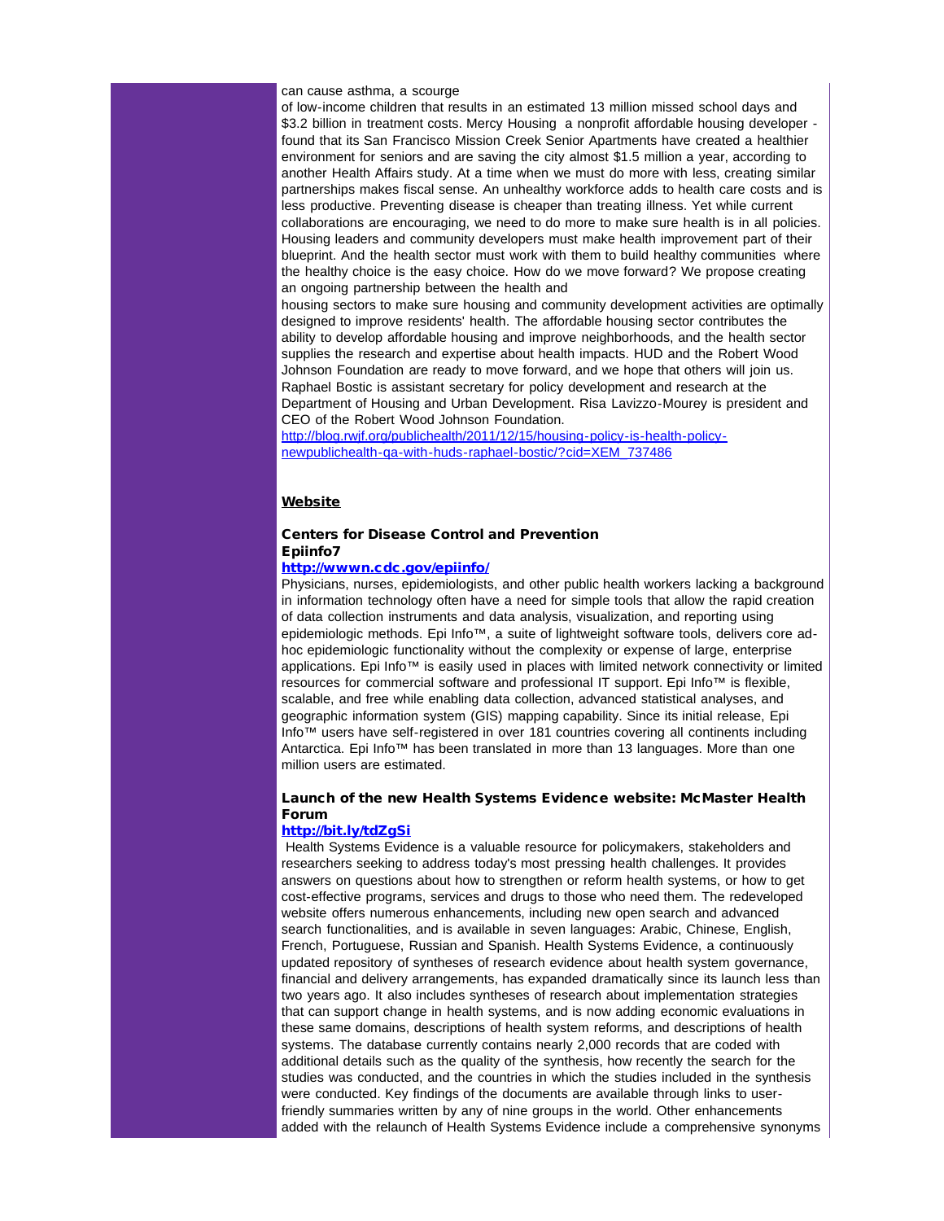can cause asthma, a scourge of low-income children that results in an estimated 13 million missed school days and $3.2 billion in treatment costs. Mercy Housing a nonprofit affordable housing developer - found that its San Francisco Mission Creek Senior Apartments have created a healthier environment for seniors and are saving the city almost $1.5 million a year, according to another Health Affairs study. At a time when we must do more with less, creating similar partnerships makes fiscal sense. An unhealthy workforce adds to health care costs and is less productive. Preventing disease is cheaper than treating illness. Yet while current collaborations are encouraging, we need to do more to make sure health is in all policies. Housing leaders and community developers must make health improvement part of their blueprint. And the health sector must work with them to build healthy communities where the healthy choice is the easy choice. How do we move forward? We propose creating an ongoing partnership between the health and housing sectors to make sure housing and community development activities are optimally designed to improve residents' health. The affordable housing sector contributes the ability to develop affordable housing and improve neighborhoods, and the health sector supplies the research and expertise about health impacts. HUD and the Robert Wood Johnson Foundation are ready to move forward, and we hope that others will join us. Raphael Bostic is assistant secretary for policy development and research at the Department of Housing and Urban Development. Risa Lavizzo-Mourey is president and CEO of the Robert Wood Johnson Foundation.

[http://blog.rwjf.org/publichealth/2011/12/15/housing-policy-is-health-policy-newpublichealth-qa-with-huds-raphael-bostic/?cid=XEM_737486](http://blog.rwjf.org/publichealth/2011/12/15/housing-policy-is-health-policy-newpublichealth-qa-with-huds-raphael-bostic/?cid=XEM_737486)

## Website

### Centers for Disease Control and Prevention Epiinfo7

**[http://wwwn.cdc.gov/epiinfo/](http://wwwn.cdc.gov/epiinfo/)**

Physicians, nurses, epidemiologists, and other public health workers lacking a background in information technology often have a need for simple tools that allow the rapid creation of data collection instruments and data analysis, visualization, and reporting using epidemiologic methods. Epi Info™, a suite of lightweight software tools, delivers core ad-hoc epidemiologic functionality without the complexity or expense of large, enterprise applications. Epi Info™ is easily used in places with limited network connectivity or limited resources for commercial software and professional IT support. Epi Info™ is flexible, scalable, and free while enabling data collection, advanced statistical analyses, and geographic information system (GIS) mapping capability. Since its initial release, Epi Info™ users have self-registered in over 181 countries covering all continents including Antarctica. Epi Info™ has been translated in more than 13 languages. More than one million users are estimated.

### Launch of the new Health Systems Evidence website: McMaster Health Forum

**[http://bit.ly/tdZgSi](http://bit.ly/tdZgSi)**

Health Systems Evidence is a valuable resource for policymakers, stakeholders and researchers seeking to address today's most pressing health challenges. It provides answers on questions about how to strengthen or reform health systems, or how to get cost-effective programs, services and drugs to those who need them. The redeveloped website offers numerous enhancements, including new open search and advanced search functionalities, and is available in seven languages: Arabic, Chinese, English, French, Portuguese, Russian and Spanish. Health Systems Evidence, a continuously updated repository of syntheses of research evidence about health system governance, financial and delivery arrangements, has expanded dramatically since its launch less than two years ago. It also includes syntheses of research about implementation strategies that can support change in health systems, and is now adding economic evaluations in these same domains, descriptions of health system reforms, and descriptions of health systems. The database currently contains nearly 2,000 records that are coded with additional details such as the quality of the synthesis, how recently the search for the studies was conducted, and the countries in which the studies included in the synthesis were conducted. Key findings of the documents are available through links to user-friendly summaries written by any of nine groups in the world. Other enhancements added with the relaunch of Health Systems Evidence include a comprehensive synonyms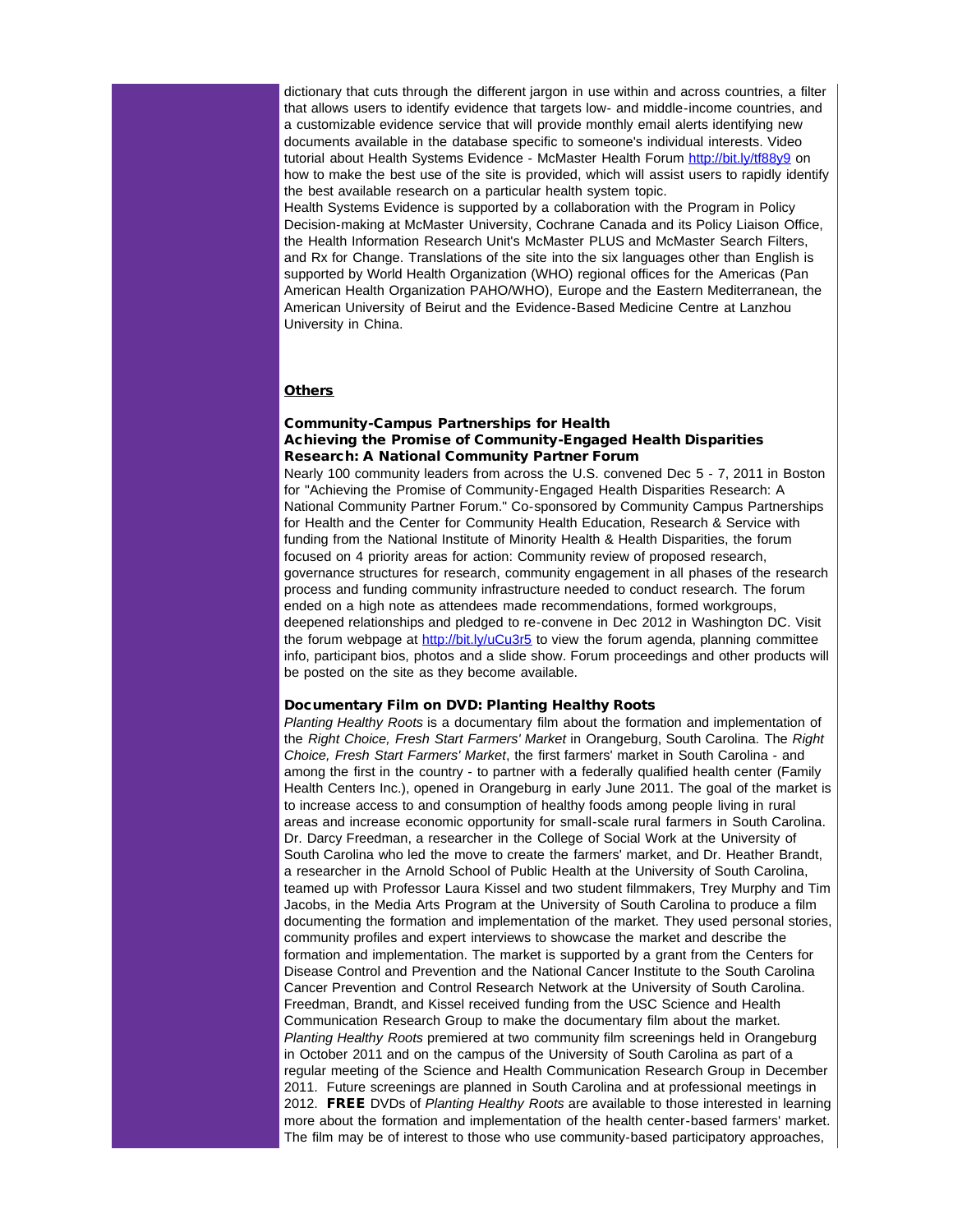dictionary that cuts through the different jargon in use within and across countries, a filter that allows users to identify evidence that targets low- and middle-income countries, and a customizable evidence service that will provide monthly email alerts identifying new documents available in the database specific to someone's individual interests. Video tutorial about Health Systems Evidence - McMaster Health Forum http://bit.ly/tf88y9 on how to make the best use of the site is provided, which will assist users to rapidly identify the best available research on a particular health system topic.

Health Systems Evidence is supported by a collaboration with the Program in Policy Decision-making at McMaster University, Cochrane Canada and its Policy Liaison Office, the Health Information Research Unit's McMaster PLUS and McMaster Search Filters, and Rx for Change. Translations of the site into the six languages other than English is supported by World Health Organization (WHO) regional offices for the Americas (Pan American Health Organization PAHO/WHO), Europe and the Eastern Mediterranean, the American University of Beirut and the Evidence-Based Medicine Centre at Lanzhou University in China.

## Others

### Community-Campus Partnerships for Health
### Achieving the Promise of Community-Engaged Health Disparities Research: A National Community Partner Forum

Nearly 100 community leaders from across the U.S. convened Dec 5 - 7, 2011 in Boston for "Achieving the Promise of Community-Engaged Health Disparities Research: A National Community Partner Forum." Co-sponsored by Community Campus Partnerships for Health and the Center for Community Health Education, Research & Service with funding from the National Institute of Minority Health & Health Disparities, the forum focused on 4 priority areas for action: Community review of proposed research, governance structures for research, community engagement in all phases of the research process and funding community infrastructure needed to conduct research. The forum ended on a high note as attendees made recommendations, formed workgroups, deepened relationships and pledged to re-convene in Dec 2012 in Washington DC. Visit the forum webpage at http://bit.ly/uCu3r5 to view the forum agenda, planning committee info, participant bios, photos and a slide show. Forum proceedings and other products will be posted on the site as they become available.

### Documentary Film on DVD: Planting Healthy Roots

*Planting Healthy Roots* is a documentary film about the formation and implementation of the *Right Choice, Fresh Start Farmers' Market* in Orangeburg, South Carolina. The *Right Choice, Fresh Start Farmers' Market*, the first farmers' market in South Carolina - and among the first in the country - to partner with a federally qualified health center (Family Health Centers Inc.), opened in Orangeburg in early June 2011. The goal of the market is to increase access to and consumption of healthy foods among people living in rural areas and increase economic opportunity for small-scale rural farmers in South Carolina. Dr. Darcy Freedman, a researcher in the College of Social Work at the University of South Carolina who led the move to create the farmers' market, and Dr. Heather Brandt, a researcher in the Arnold School of Public Health at the University of South Carolina, teamed up with Professor Laura Kissel and two student filmmakers, Trey Murphy and Tim Jacobs, in the Media Arts Program at the University of South Carolina to produce a film documenting the formation and implementation of the market. They used personal stories, community profiles and expert interviews to showcase the market and describe the formation and implementation. The market is supported by a grant from the Centers for Disease Control and Prevention and the National Cancer Institute to the South Carolina Cancer Prevention and Control Research Network at the University of South Carolina. Freedman, Brandt, and Kissel received funding from the USC Science and Health Communication Research Group to make the documentary film about the market. *Planting Healthy Roots* premiered at two community film screenings held in Orangeburg in October 2011 and on the campus of the University of South Carolina as part of a regular meeting of the Science and Health Communication Research Group in December 2011. Future screenings are planned in South Carolina and at professional meetings in 2012. **FREE** DVDs of *Planting Healthy Roots* are available to those interested in learning more about the formation and implementation of the health center-based farmers' market. The film may be of interest to those who use community-based participatory approaches,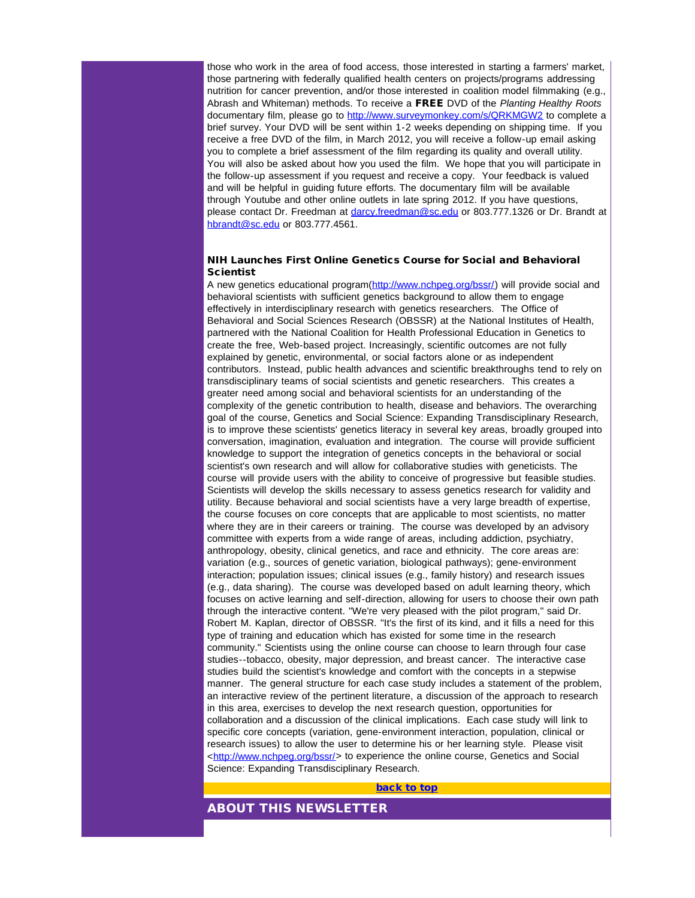those who work in the area of food access, those interested in starting a farmers' market, those partnering with federally qualified health centers on projects/programs addressing nutrition for cancer prevention, and/or those interested in coalition model filmmaking (e.g., Abrash and Whiteman) methods. To receive a **FREE** DVD of the *Planting Healthy Roots* documentary film, please go to http://www.surveymonkey.com/s/QRKMGW2 to complete a brief survey. Your DVD will be sent within 1-2 weeks depending on shipping time. If you receive a free DVD of the film, in March 2012, you will receive a follow-up email asking you to complete a brief assessment of the film regarding its quality and overall utility. You will also be asked about how you used the film. We hope that you will participate in the follow-up assessment if you request and receive a copy. Your feedback is valued and will be helpful in guiding future efforts. The documentary film will be available through Youtube and other online outlets in late spring 2012. If you have questions, please contact Dr. Freedman at darcy.freedman@sc.edu or 803.777.1326 or Dr. Brandt at hbrandt@sc.edu or 803.777.4561.

### NIH Launches First Online Genetics Course for Social and Behavioral Scientist

A new genetics educational program(http://www.nchpeg.org/bssr/) will provide social and behavioral scientists with sufficient genetics background to allow them to engage effectively in interdisciplinary research with genetics researchers. The Office of Behavioral and Social Sciences Research (OBSSR) at the National Institutes of Health, partnered with the National Coalition for Health Professional Education in Genetics to create the free, Web-based project. Increasingly, scientific outcomes are not fully explained by genetic, environmental, or social factors alone or as independent contributors. Instead, public health advances and scientific breakthroughs tend to rely on transdisciplinary teams of social scientists and genetic researchers. This creates a greater need among social and behavioral scientists for an understanding of the complexity of the genetic contribution to health, disease and behaviors. The overarching goal of the course, Genetics and Social Science: Expanding Transdisciplinary Research, is to improve these scientists' genetics literacy in several key areas, broadly grouped into conversation, imagination, evaluation and integration. The course will provide sufficient knowledge to support the integration of genetics concepts in the behavioral or social scientist's own research and will allow for collaborative studies with geneticists. The course will provide users with the ability to conceive of progressive but feasible studies. Scientists will develop the skills necessary to assess genetics research for validity and utility. Because behavioral and social scientists have a very large breadth of expertise, the course focuses on core concepts that are applicable to most scientists, no matter where they are in their careers or training. The course was developed by an advisory committee with experts from a wide range of areas, including addiction, psychiatry, anthropology, obesity, clinical genetics, and race and ethnicity. The core areas are: variation (e.g., sources of genetic variation, biological pathways); gene-environment interaction; population issues; clinical issues (e.g., family history) and research issues (e.g., data sharing). The course was developed based on adult learning theory, which focuses on active learning and self-direction, allowing for users to choose their own path through the interactive content. "We're very pleased with the pilot program," said Dr. Robert M. Kaplan, director of OBSSR. "It's the first of its kind, and it fills a need for this type of training and education which has existed for some time in the research community." Scientists using the online course can choose to learn through four case studies--tobacco, obesity, major depression, and breast cancer. The interactive case studies build the scientist's knowledge and comfort with the concepts in a stepwise manner. The general structure for each case study includes a statement of the problem, an interactive review of the pertinent literature, a discussion of the approach to research in this area, exercises to develop the next research question, opportunities for collaboration and a discussion of the clinical implications. Each case study will link to specific core concepts (variation, gene-environment interaction, population, clinical or research issues) to allow the user to determine his or her learning style. Please visit <http://www.nchpeg.org/bssr/> to experience the online course, Genetics and Social Science: Expanding Transdisciplinary Research.

back to top

## ABOUT THIS NEWSLETTER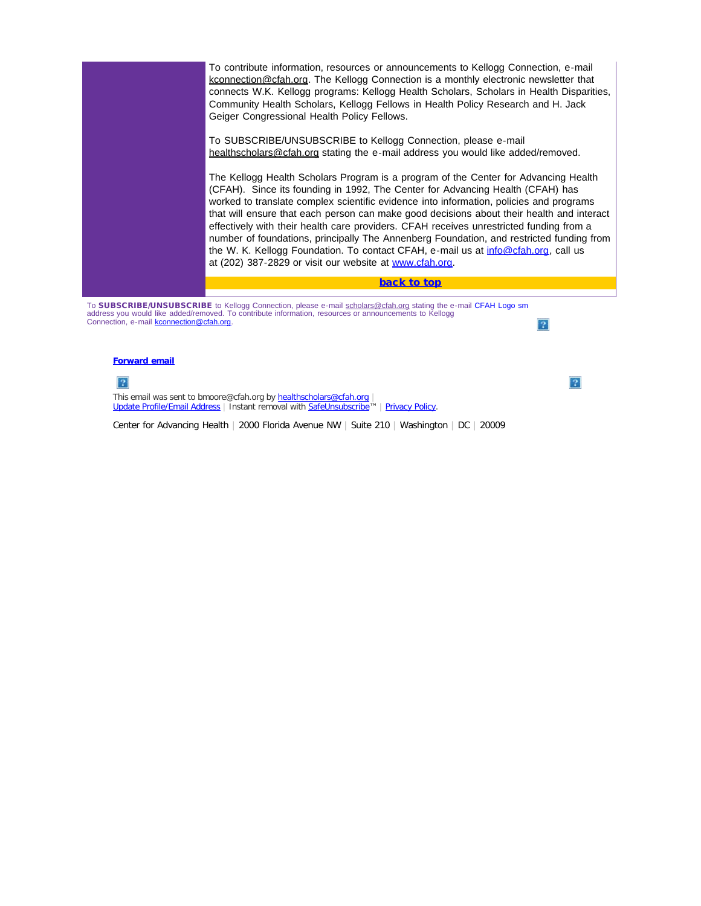To contribute information, resources or announcements to Kellogg Connection, e-mail kconnection@cfah.org. The Kellogg Connection is a monthly electronic newsletter that connects W.K. Kellogg programs: Kellogg Health Scholars, Scholars in Health Disparities, Community Health Scholars, Kellogg Fellows in Health Policy Research and H. Jack Geiger Congressional Health Policy Fellows.

To SUBSCRIBE/UNSUBSCRIBE to Kellogg Connection, please e-mail healthscholars@cfah.org stating the e-mail address you would like added/removed.

The Kellogg Health Scholars Program is a program of the Center for Advancing Health (CFAH). Since its founding in 1992, The Center for Advancing Health (CFAH) has worked to translate complex scientific evidence into information, policies and programs that will ensure that each person can make good decisions about their health and interact effectively with their health care providers. CFAH receives unrestricted funding from a number of foundations, principally The Annenberg Foundation, and restricted funding from the W. K. Kellogg Foundation. To contact CFAH, e-mail us at info@cfah.org, call us at (202) 387-2829 or visit our website at www.cfah.org.

**back to top**

To **SUBSCRIBE/UNSUBSCRIBE** to Kellogg Connection, please e-mail scholars@cfah.org stating the e-mail address you would like added/removed. To contribute information, resources or announcements to Kellogg Connection, e-mail kconnection@cfah.org.

CFAH Logo sm

**Forward email**

This email was sent to bmoore@cfah.org by healthscholars@cfah.org | Update Profile/Email Address | Instant removal with SafeUnsubscribe™ | Privacy Policy.

Center for Advancing Health | 2000 Florida Avenue NW | Suite 210 | Washington | DC | 20009